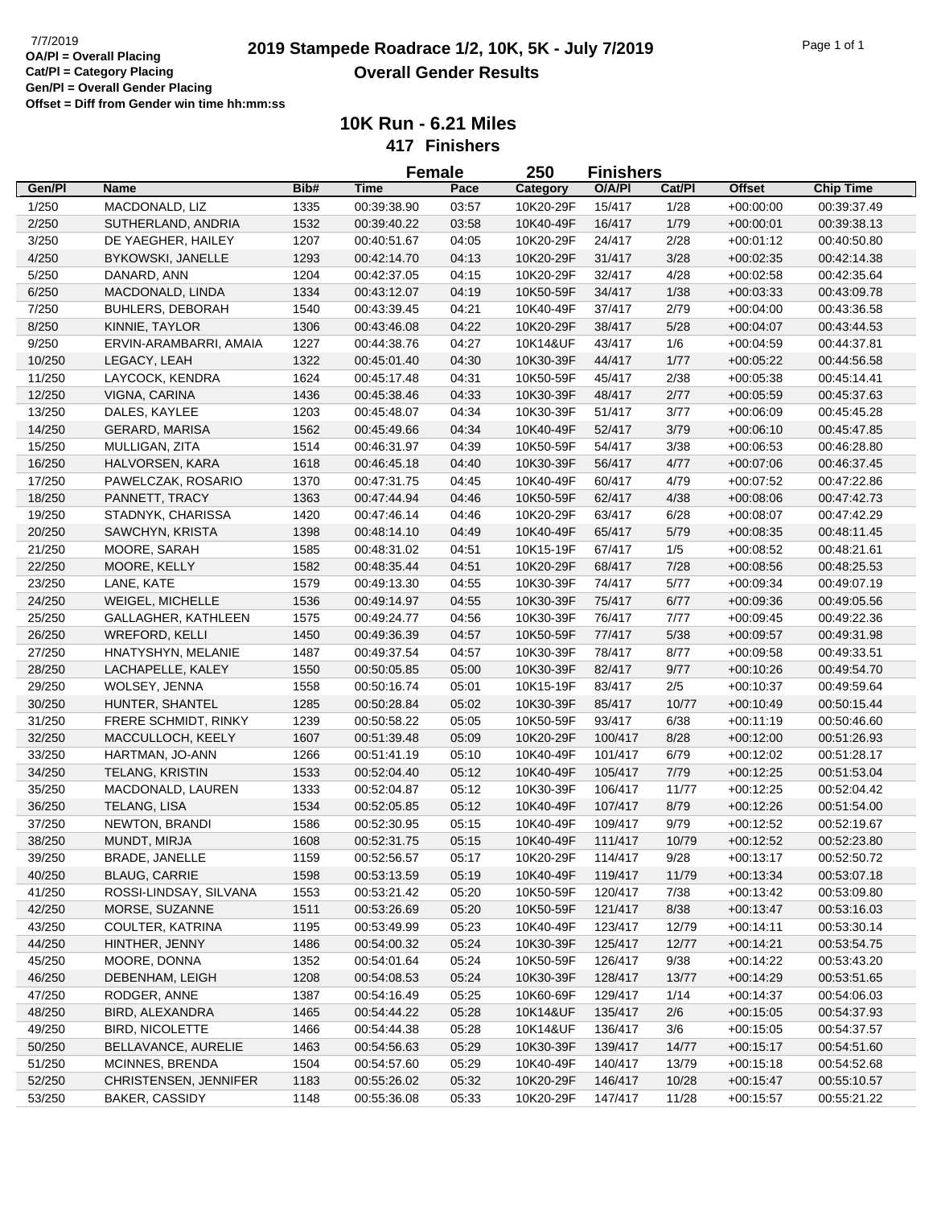7/7/2019

**OA/Pl = Overall Placing**
**Cat/Pl = Category Placing**
**Gen/Pl = Overall Gender Placing**
**Offset = Diff from Gender win time hh:mm:ss**

# 2019 Stampede Roadrace 1/2, 10K, 5K - July 7/2019

## Overall Gender Results

### 10K Run - 6.21 Miles

### 417 Finishers

**Female 250 Finishers**

| Gen/Pl | Name | Bib# | Time | Pace | Category | O/A/Pl | Cat/Pl | Offset | Chip Time |
|---|---|---|---|---|---|---|---|---|---|
| 1/250 | MACDONALD, LIZ | 1335 | 00:39:38.90 | 03:57 | 10K20-29F | 15/417 | 1/28 | +00:00:00 | 00:39:37.49 |
| 2/250 | SUTHERLAND, ANDRIA | 1532 | 00:39:40.22 | 03:58 | 10K40-49F | 16/417 | 1/79 | +00:00:01 | 00:39:38.13 |
| 3/250 | DE YAEGHER, HAILEY | 1207 | 00:40:51.67 | 04:05 | 10K20-29F | 24/417 | 2/28 | +00:01:12 | 00:40:50.80 |
| 4/250 | BYKOWSKI, JANELLE | 1293 | 00:42:14.70 | 04:13 | 10K20-29F | 31/417 | 3/28 | +00:02:35 | 00:42:14.38 |
| 5/250 | DANARD, ANN | 1204 | 00:42:37.05 | 04:15 | 10K20-29F | 32/417 | 4/28 | +00:02:58 | 00:42:35.64 |
| 6/250 | MACDONALD, LINDA | 1334 | 00:43:12.07 | 04:19 | 10K50-59F | 34/417 | 1/38 | +00:03:33 | 00:43:09.78 |
| 7/250 | BUHLERS, DEBORAH | 1540 | 00:43:39.45 | 04:21 | 10K40-49F | 37/417 | 2/79 | +00:04:00 | 00:43:36.58 |
| 8/250 | KINNIE, TAYLOR | 1306 | 00:43:46.08 | 04:22 | 10K20-29F | 38/417 | 5/28 | +00:04:07 | 00:43:44.53 |
| 9/250 | ERVIN-ARAMBARRI, AMAIA | 1227 | 00:44:38.76 | 04:27 | 10K14&UF | 43/417 | 1/6 | +00:04:59 | 00:44:37.81 |
| 10/250 | LEGACY, LEAH | 1322 | 00:45:01.40 | 04:30 | 10K30-39F | 44/417 | 1/77 | +00:05:22 | 00:44:56.58 |
| 11/250 | LAYCOCK, KENDRA | 1624 | 00:45:17.48 | 04:31 | 10K50-59F | 45/417 | 2/38 | +00:05:38 | 00:45:14.41 |
| 12/250 | VIGNA, CARINA | 1436 | 00:45:38.46 | 04:33 | 10K30-39F | 48/417 | 2/77 | +00:05:59 | 00:45:37.63 |
| 13/250 | DALES, KAYLEE | 1203 | 00:45:48.07 | 04:34 | 10K30-39F | 51/417 | 3/77 | +00:06:09 | 00:45:45.28 |
| 14/250 | GERARD, MARISA | 1562 | 00:45:49.66 | 04:34 | 10K40-49F | 52/417 | 3/79 | +00:06:10 | 00:45:47.85 |
| 15/250 | MULLIGAN, ZITA | 1514 | 00:46:31.97 | 04:39 | 10K50-59F | 54/417 | 3/38 | +00:06:53 | 00:46:28.80 |
| 16/250 | HALVORSEN, KARA | 1618 | 00:46:45.18 | 04:40 | 10K30-39F | 56/417 | 4/77 | +00:07:06 | 00:46:37.45 |
| 17/250 | PAWELCZAK, ROSARIO | 1370 | 00:47:31.75 | 04:45 | 10K40-49F | 60/417 | 4/79 | +00:07:52 | 00:47:22.86 |
| 18/250 | PANNETT, TRACY | 1363 | 00:47:44.94 | 04:46 | 10K50-59F | 62/417 | 4/38 | +00:08:06 | 00:47:42.73 |
| 19/250 | STADNYK, CHARISSA | 1420 | 00:47:46.14 | 04:46 | 10K20-29F | 63/417 | 6/28 | +00:08:07 | 00:47:42.29 |
| 20/250 | SAWCHYN, KRISTA | 1398 | 00:48:14.10 | 04:49 | 10K40-49F | 65/417 | 5/79 | +00:08:35 | 00:48:11.45 |
| 21/250 | MOORE, SARAH | 1585 | 00:48:31.02 | 04:51 | 10K15-19F | 67/417 | 1/5 | +00:08:52 | 00:48:21.61 |
| 22/250 | MOORE, KELLY | 1582 | 00:48:35.44 | 04:51 | 10K20-29F | 68/417 | 7/28 | +00:08:56 | 00:48:25.53 |
| 23/250 | LANE, KATE | 1579 | 00:49:13.30 | 04:55 | 10K30-39F | 74/417 | 5/77 | +00:09:34 | 00:49:07.19 |
| 24/250 | WEIGEL, MICHELLE | 1536 | 00:49:14.97 | 04:55 | 10K30-39F | 75/417 | 6/77 | +00:09:36 | 00:49:05.56 |
| 25/250 | GALLAGHER, KATHLEEN | 1575 | 00:49:24.77 | 04:56 | 10K30-39F | 76/417 | 7/77 | +00:09:45 | 00:49:22.36 |
| 26/250 | WREFORD, KELLI | 1450 | 00:49:36.39 | 04:57 | 10K50-59F | 77/417 | 5/38 | +00:09:57 | 00:49:31.98 |
| 27/250 | HNATYSHYN, MELANIE | 1487 | 00:49:37.54 | 04:57 | 10K30-39F | 78/417 | 8/77 | +00:09:58 | 00:49:33.51 |
| 28/250 | LACHAPELLE, KALEY | 1550 | 00:50:05.85 | 05:00 | 10K30-39F | 82/417 | 9/77 | +00:10:26 | 00:49:54.70 |
| 29/250 | WOLSEY, JENNA | 1558 | 00:50:16.74 | 05:01 | 10K15-19F | 83/417 | 2/5 | +00:10:37 | 00:49:59.64 |
| 30/250 | HUNTER, SHANTEL | 1285 | 00:50:28.84 | 05:02 | 10K30-39F | 85/417 | 10/77 | +00:10:49 | 00:50:15.44 |
| 31/250 | FRERE SCHMIDT, RINKY | 1239 | 00:50:58.22 | 05:05 | 10K50-59F | 93/417 | 6/38 | +00:11:19 | 00:50:46.60 |
| 32/250 | MACCULLOCH, KEELY | 1607 | 00:51:39.48 | 05:09 | 10K20-29F | 100/417 | 8/28 | +00:12:00 | 00:51:26.93 |
| 33/250 | HARTMAN, JO-ANN | 1266 | 00:51:41.19 | 05:10 | 10K40-49F | 101/417 | 6/79 | +00:12:02 | 00:51:28.17 |
| 34/250 | TELANG, KRISTIN | 1533 | 00:52:04.40 | 05:12 | 10K40-49F | 105/417 | 7/79 | +00:12:25 | 00:51:53.04 |
| 35/250 | MACDONALD, LAUREN | 1333 | 00:52:04.87 | 05:12 | 10K30-39F | 106/417 | 11/77 | +00:12:25 | 00:52:04.42 |
| 36/250 | TELANG, LISA | 1534 | 00:52:05.85 | 05:12 | 10K40-49F | 107/417 | 8/79 | +00:12:26 | 00:51:54.00 |
| 37/250 | NEWTON, BRANDI | 1586 | 00:52:30.95 | 05:15 | 10K40-49F | 109/417 | 9/79 | +00:12:52 | 00:52:19.67 |
| 38/250 | MUNDT, MIRJA | 1608 | 00:52:31.75 | 05:15 | 10K40-49F | 111/417 | 10/79 | +00:12:52 | 00:52:23.80 |
| 39/250 | BRADE, JANELLE | 1159 | 00:52:56.57 | 05:17 | 10K20-29F | 114/417 | 9/28 | +00:13:17 | 00:52:50.72 |
| 40/250 | BLAUG, CARRIE | 1598 | 00:53:13.59 | 05:19 | 10K40-49F | 119/417 | 11/79 | +00:13:34 | 00:53:07.18 |
| 41/250 | ROSSI-LINDSAY, SILVANA | 1553 | 00:53:21.42 | 05:20 | 10K50-59F | 120/417 | 7/38 | +00:13:42 | 00:53:09.80 |
| 42/250 | MORSE, SUZANNE | 1511 | 00:53:26.69 | 05:20 | 10K50-59F | 121/417 | 8/38 | +00:13:47 | 00:53:16.03 |
| 43/250 | COULTER, KATRINA | 1195 | 00:53:49.99 | 05:23 | 10K40-49F | 123/417 | 12/79 | +00:14:11 | 00:53:30.14 |
| 44/250 | HINTHER, JENNY | 1486 | 00:54:00.32 | 05:24 | 10K30-39F | 125/417 | 12/77 | +00:14:21 | 00:53:54.75 |
| 45/250 | MOORE, DONNA | 1352 | 00:54:01.64 | 05:24 | 10K50-59F | 126/417 | 9/38 | +00:14:22 | 00:53:43.20 |
| 46/250 | DEBENHAM, LEIGH | 1208 | 00:54:08.53 | 05:24 | 10K30-39F | 128/417 | 13/77 | +00:14:29 | 00:53:51.65 |
| 47/250 | RODGER, ANNE | 1387 | 00:54:16.49 | 05:25 | 10K60-69F | 129/417 | 1/14 | +00:14:37 | 00:54:06.03 |
| 48/250 | BIRD, ALEXANDRA | 1465 | 00:54:44.22 | 05:28 | 10K14&UF | 135/417 | 2/6 | +00:15:05 | 00:54:37.93 |
| 49/250 | BIRD, NICOLETTE | 1466 | 00:54:44.38 | 05:28 | 10K14&UF | 136/417 | 3/6 | +00:15:05 | 00:54:37.57 |
| 50/250 | BELLAVANCE, AURELIE | 1463 | 00:54:56.63 | 05:29 | 10K30-39F | 139/417 | 14/77 | +00:15:17 | 00:54:51.60 |
| 51/250 | MCINNES, BRENDA | 1504 | 00:54:57.60 | 05:29 | 10K40-49F | 140/417 | 13/79 | +00:15:18 | 00:54:52.68 |
| 52/250 | CHRISTENSEN, JENNIFER | 1183 | 00:55:26.02 | 05:32 | 10K20-29F | 146/417 | 10/28 | +00:15:47 | 00:55:10.57 |
| 53/250 | BAKER, CASSIDY | 1148 | 00:55:36.08 | 05:33 | 10K20-29F | 147/417 | 11/28 | +00:15:57 | 00:55:21.22 |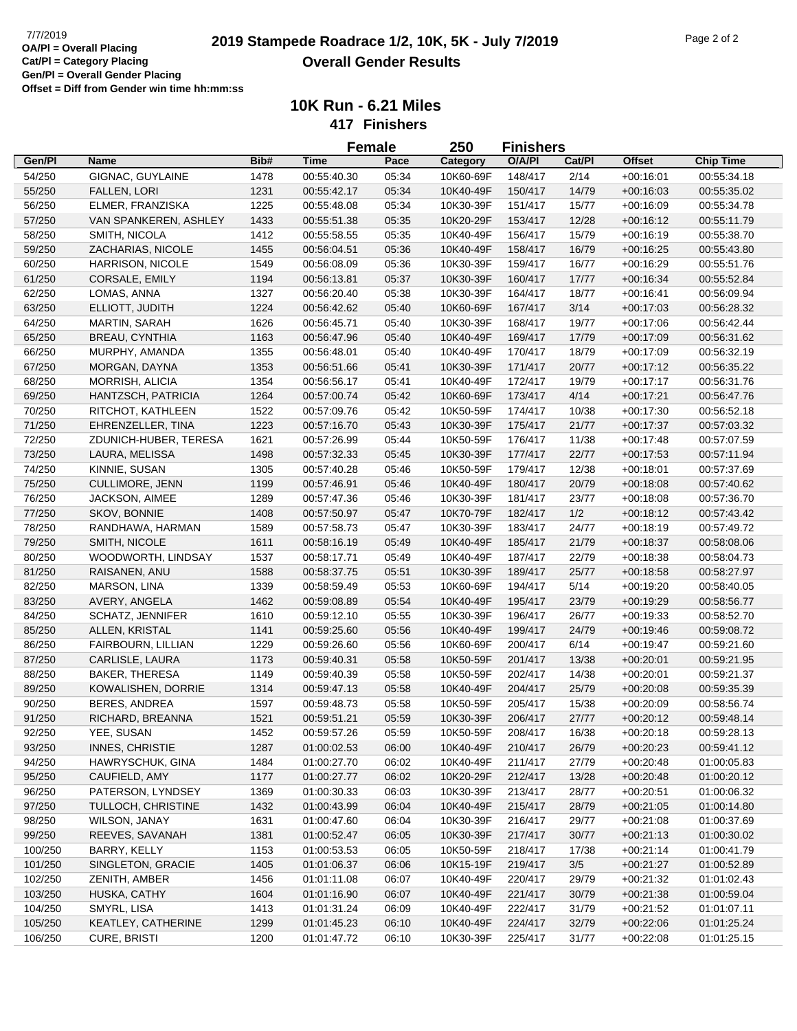OA/Pl = Overall Placing
Cat/Pl = Category Placing
Gen/Pl = Overall Gender Placing
Offset = Diff from Gender win time hh:mm:ss

# 2019 Stampede Roadrace 1/2, 10K, 5K - July 7/2019

## Overall Gender Results

### 10K Run - 6.21 Miles

**417 Finishers**

**Female 250 Finishers**

| Gen/Pl | Name | Bib# | Time | Pace | Category | O/A/Pl | Cat/Pl | Offset | Chip Time |
|---|---|---|---|---|---|---|---|---|---|
| 54/250 | GIGNAC, GUYLAINE | 1478 | 00:55:40.30 | 05:34 | 10K60-69F | 148/417 | 2/14 | +00:16:01 | 00:55:34.18 |
| 55/250 | FALLEN, LORI | 1231 | 00:55:42.17 | 05:34 | 10K40-49F | 150/417 | 14/79 | +00:16:03 | 00:55:35.02 |
| 56/250 | ELMER, FRANZISKA | 1225 | 00:55:48.08 | 05:34 | 10K30-39F | 151/417 | 15/77 | +00:16:09 | 00:55:34.78 |
| 57/250 | VAN SPANKEREN, ASHLEY | 1433 | 00:55:51.38 | 05:35 | 10K20-29F | 153/417 | 12/28 | +00:16:12 | 00:55:11.79 |
| 58/250 | SMITH, NICOLA | 1412 | 00:55:58.55 | 05:35 | 10K40-49F | 156/417 | 15/79 | +00:16:19 | 00:55:38.70 |
| 59/250 | ZACHARIAS, NICOLE | 1455 | 00:56:04.51 | 05:36 | 10K40-49F | 158/417 | 16/79 | +00:16:25 | 00:55:43.80 |
| 60/250 | HARRISON, NICOLE | 1549 | 00:56:08.09 | 05:36 | 10K30-39F | 159/417 | 16/77 | +00:16:29 | 00:55:51.76 |
| 61/250 | CORSALE, EMILY | 1194 | 00:56:13.81 | 05:37 | 10K30-39F | 160/417 | 17/77 | +00:16:34 | 00:55:52.84 |
| 62/250 | LOMAS, ANNA | 1327 | 00:56:20.40 | 05:38 | 10K30-39F | 164/417 | 18/77 | +00:16:41 | 00:56:09.94 |
| 63/250 | ELLIOTT, JUDITH | 1224 | 00:56:42.62 | 05:40 | 10K60-69F | 167/417 | 3/14 | +00:17:03 | 00:56:28.32 |
| 64/250 | MARTIN, SARAH | 1626 | 00:56:45.71 | 05:40 | 10K30-39F | 168/417 | 19/77 | +00:17:06 | 00:56:42.44 |
| 65/250 | BREAU, CYNTHIA | 1163 | 00:56:47.96 | 05:40 | 10K40-49F | 169/417 | 17/79 | +00:17:09 | 00:56:31.62 |
| 66/250 | MURPHY, AMANDA | 1355 | 00:56:48.01 | 05:40 | 10K40-49F | 170/417 | 18/79 | +00:17:09 | 00:56:32.19 |
| 67/250 | MORGAN, DAYNA | 1353 | 00:56:51.66 | 05:41 | 10K30-39F | 171/417 | 20/77 | +00:17:12 | 00:56:35.22 |
| 68/250 | MORRISH, ALICIA | 1354 | 00:56:56.17 | 05:41 | 10K40-49F | 172/417 | 19/79 | +00:17:17 | 00:56:31.76 |
| 69/250 | HANTZSCH, PATRICIA | 1264 | 00:57:00.74 | 05:42 | 10K60-69F | 173/417 | 4/14 | +00:17:21 | 00:56:47.76 |
| 70/250 | RITCHOT, KATHLEEN | 1522 | 00:57:09.76 | 05:42 | 10K50-59F | 174/417 | 10/38 | +00:17:30 | 00:56:52.18 |
| 71/250 | EHRENZELLER, TINA | 1223 | 00:57:16.70 | 05:43 | 10K30-39F | 175/417 | 21/77 | +00:17:37 | 00:57:03.32 |
| 72/250 | ZDUNICH-HUBER, TERESA | 1621 | 00:57:26.99 | 05:44 | 10K50-59F | 176/417 | 11/38 | +00:17:48 | 00:57:07.59 |
| 73/250 | LAURA, MELISSA | 1498 | 00:57:32.33 | 05:45 | 10K30-39F | 177/417 | 22/77 | +00:17:53 | 00:57:11.94 |
| 74/250 | KINNIE, SUSAN | 1305 | 00:57:40.28 | 05:46 | 10K50-59F | 179/417 | 12/38 | +00:18:01 | 00:57:37.69 |
| 75/250 | CULLIMORE, JENN | 1199 | 00:57:46.91 | 05:46 | 10K40-49F | 180/417 | 20/79 | +00:18:08 | 00:57:40.62 |
| 76/250 | JACKSON, AIMEE | 1289 | 00:57:47.36 | 05:46 | 10K30-39F | 181/417 | 23/77 | +00:18:08 | 00:57:36.70 |
| 77/250 | SKOV, BONNIE | 1408 | 00:57:50.97 | 05:47 | 10K70-79F | 182/417 | 1/2 | +00:18:12 | 00:57:43.42 |
| 78/250 | RANDHAWA, HARMAN | 1589 | 00:57:58.73 | 05:47 | 10K30-39F | 183/417 | 24/77 | +00:18:19 | 00:57:49.72 |
| 79/250 | SMITH, NICOLE | 1611 | 00:58:16.19 | 05:49 | 10K40-49F | 185/417 | 21/79 | +00:18:37 | 00:58:08.06 |
| 80/250 | WOODWORTH, LINDSAY | 1537 | 00:58:17.71 | 05:49 | 10K40-49F | 187/417 | 22/79 | +00:18:38 | 00:58:04.73 |
| 81/250 | RAISANEN, ANU | 1588 | 00:58:37.75 | 05:51 | 10K30-39F | 189/417 | 25/77 | +00:18:58 | 00:58:27.97 |
| 82/250 | MARSON, LINA | 1339 | 00:58:59.49 | 05:53 | 10K60-69F | 194/417 | 5/14 | +00:19:20 | 00:58:40.05 |
| 83/250 | AVERY, ANGELA | 1462 | 00:59:08.89 | 05:54 | 10K40-49F | 195/417 | 23/79 | +00:19:29 | 00:58:56.77 |
| 84/250 | SCHATZ, JENNIFER | 1610 | 00:59:12.10 | 05:55 | 10K30-39F | 196/417 | 26/77 | +00:19:33 | 00:58:52.70 |
| 85/250 | ALLEN, KRISTAL | 1141 | 00:59:25.60 | 05:56 | 10K40-49F | 199/417 | 24/79 | +00:19:46 | 00:59:08.72 |
| 86/250 | FAIRBOURN, LILLIAN | 1229 | 00:59:26.60 | 05:56 | 10K60-69F | 200/417 | 6/14 | +00:19:47 | 00:59:21.60 |
| 87/250 | CARLISLE, LAURA | 1173 | 00:59:40.31 | 05:58 | 10K50-59F | 201/417 | 13/38 | +00:20:01 | 00:59:21.95 |
| 88/250 | BAKER, THERESA | 1149 | 00:59:40.39 | 05:58 | 10K50-59F | 202/417 | 14/38 | +00:20:01 | 00:59:21.37 |
| 89/250 | KOWALISHEN, DORRIE | 1314 | 00:59:47.13 | 05:58 | 10K40-49F | 204/417 | 25/79 | +00:20:08 | 00:59:35.39 |
| 90/250 | BERES, ANDREA | 1597 | 00:59:48.73 | 05:58 | 10K50-59F | 205/417 | 15/38 | +00:20:09 | 00:58:56.74 |
| 91/250 | RICHARD, BREANNA | 1521 | 00:59:51.21 | 05:59 | 10K30-39F | 206/417 | 27/77 | +00:20:12 | 00:59:48.14 |
| 92/250 | YEE, SUSAN | 1452 | 00:59:57.26 | 05:59 | 10K50-59F | 208/417 | 16/38 | +00:20:18 | 00:59:28.13 |
| 93/250 | INNES, CHRISTIE | 1287 | 01:00:02.53 | 06:00 | 10K40-49F | 210/417 | 26/79 | +00:20:23 | 00:59:41.12 |
| 94/250 | HAWRYSCHUK, GINA | 1484 | 01:00:27.70 | 06:02 | 10K40-49F | 211/417 | 27/79 | +00:20:48 | 01:00:05.83 |
| 95/250 | CAUFIELD, AMY | 1177 | 01:00:27.77 | 06:02 | 10K20-29F | 212/417 | 13/28 | +00:20:48 | 01:00:20.12 |
| 96/250 | PATERSON, LYNDSEY | 1369 | 01:00:30.33 | 06:03 | 10K30-39F | 213/417 | 28/77 | +00:20:51 | 01:00:06.32 |
| 97/250 | TULLOCH, CHRISTINE | 1432 | 01:00:43.99 | 06:04 | 10K40-49F | 215/417 | 28/79 | +00:21:05 | 01:00:14.80 |
| 98/250 | WILSON, JANAY | 1631 | 01:00:47.60 | 06:04 | 10K30-39F | 216/417 | 29/77 | +00:21:08 | 01:00:37.69 |
| 99/250 | REEVES, SAVANAH | 1381 | 01:00:52.47 | 06:05 | 10K30-39F | 217/417 | 30/77 | +00:21:13 | 01:00:30.02 |
| 100/250 | BARRY, KELLY | 1153 | 01:00:53.53 | 06:05 | 10K50-59F | 218/417 | 17/38 | +00:21:14 | 01:00:41.79 |
| 101/250 | SINGLETON, GRACIE | 1405 | 01:01:06.37 | 06:06 | 10K15-19F | 219/417 | 3/5 | +00:21:27 | 01:00:52.89 |
| 102/250 | ZENITH, AMBER | 1456 | 01:01:11.08 | 06:07 | 10K40-49F | 220/417 | 29/79 | +00:21:32 | 01:01:02.43 |
| 103/250 | HUSKA, CATHY | 1604 | 01:01:16.90 | 06:07 | 10K40-49F | 221/417 | 30/79 | +00:21:38 | 01:00:59.04 |
| 104/250 | SMYRL, LISA | 1413 | 01:01:31.24 | 06:09 | 10K40-49F | 222/417 | 31/79 | +00:21:52 | 01:01:07.11 |
| 105/250 | KEATLEY, CATHERINE | 1299 | 01:01:45.23 | 06:10 | 10K40-49F | 224/417 | 32/79 | +00:22:06 | 01:01:25.24 |
| 106/250 | CURE, BRISTI | 1200 | 01:01:47.72 | 06:10 | 10K30-39F | 225/417 | 31/77 | +00:22:08 | 01:01:25.15 |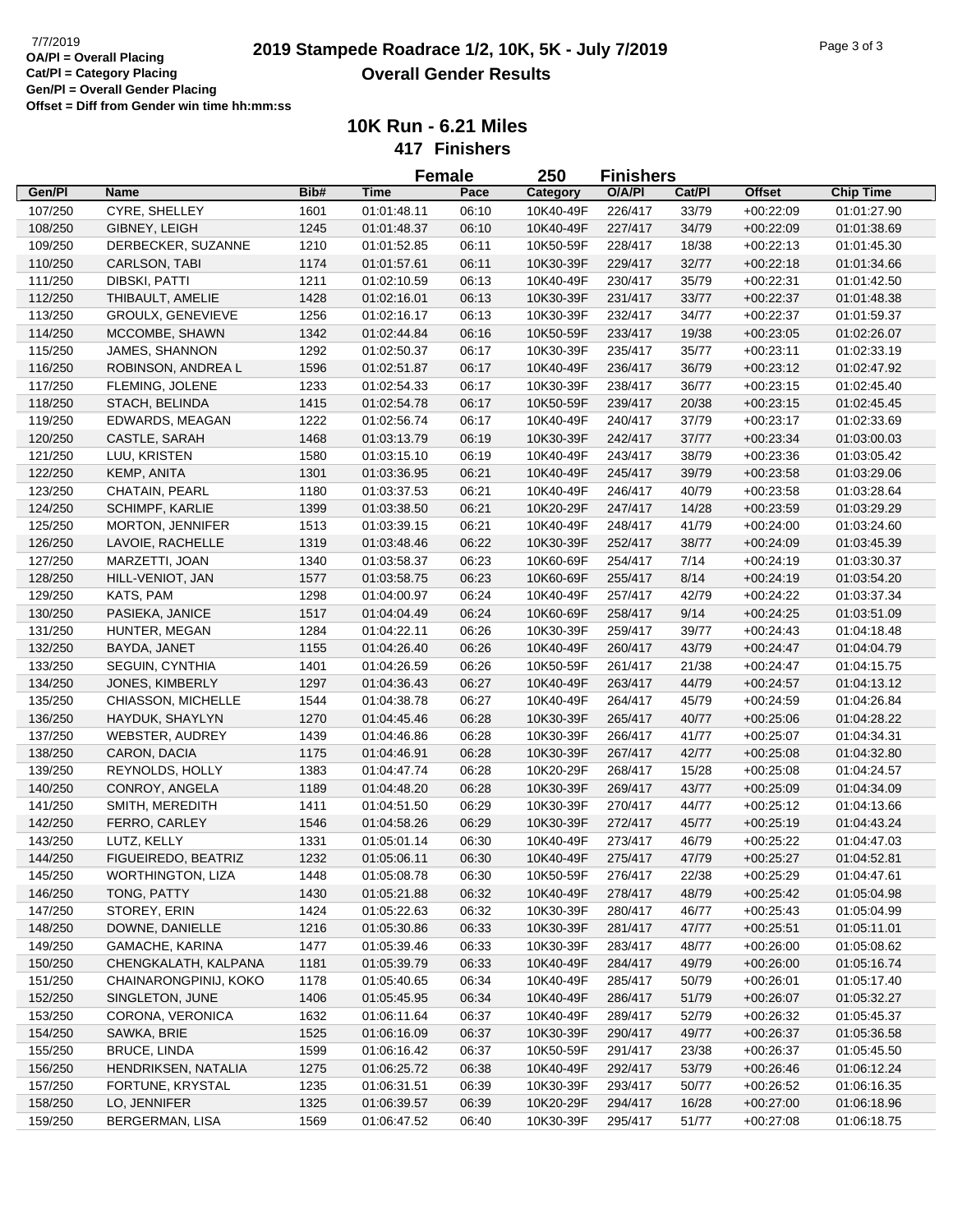7/7/2019
**OA/Pl = Overall Placing**
**Cat/Pl = Category Placing**
**Gen/Pl = Overall Gender Placing**
**Offset = Diff from Gender win time hh:mm:ss**

# 2019 Stampede Roadrace 1/2, 10K, 5K - July 7/2019
## Overall Gender Results

### 10K Run - 6.21 Miles
### 417 Finishers

**Female 250 Finishers**

| Gen/Pl | Name | Bib# | Time | Pace | Category | O/A/Pl | Cat/Pl | Offset | Chip Time |
|---|---|---|---|---|---|---|---|---|---|
| 107/250 | CYRE, SHELLEY | 1601 | 01:01:48.11 | 06:10 | 10K40-49F | 226/417 | 33/79 | +00:22:09 | 01:01:27.90 |
| 108/250 | GIBNEY, LEIGH | 1245 | 01:01:48.37 | 06:10 | 10K40-49F | 227/417 | 34/79 | +00:22:09 | 01:01:38.69 |
| 109/250 | DERBECKER, SUZANNE | 1210 | 01:01:52.85 | 06:11 | 10K50-59F | 228/417 | 18/38 | +00:22:13 | 01:01:45.30 |
| 110/250 | CARLSON, TABI | 1174 | 01:01:57.61 | 06:11 | 10K30-39F | 229/417 | 32/77 | +00:22:18 | 01:01:34.66 |
| 111/250 | DIBSKI, PATTI | 1211 | 01:02:10.59 | 06:13 | 10K40-49F | 230/417 | 35/79 | +00:22:31 | 01:01:42.50 |
| 112/250 | THIBAULT, AMELIE | 1428 | 01:02:16.01 | 06:13 | 10K30-39F | 231/417 | 33/77 | +00:22:37 | 01:01:48.38 |
| 113/250 | GROULX, GENEVIEVE | 1256 | 01:02:16.17 | 06:13 | 10K30-39F | 232/417 | 34/77 | +00:22:37 | 01:01:59.37 |
| 114/250 | MCCOMBE, SHAWN | 1342 | 01:02:44.84 | 06:16 | 10K50-59F | 233/417 | 19/38 | +00:23:05 | 01:02:26.07 |
| 115/250 | JAMES, SHANNON | 1292 | 01:02:50.37 | 06:17 | 10K30-39F | 235/417 | 35/77 | +00:23:11 | 01:02:33.19 |
| 116/250 | ROBINSON, ANDREA L | 1596 | 01:02:51.87 | 06:17 | 10K40-49F | 236/417 | 36/79 | +00:23:12 | 01:02:47.92 |
| 117/250 | FLEMING, JOLENE | 1233 | 01:02:54.33 | 06:17 | 10K30-39F | 238/417 | 36/77 | +00:23:15 | 01:02:45.40 |
| 118/250 | STACH, BELINDA | 1415 | 01:02:54.78 | 06:17 | 10K50-59F | 239/417 | 20/38 | +00:23:15 | 01:02:45.45 |
| 119/250 | EDWARDS, MEAGAN | 1222 | 01:02:56.74 | 06:17 | 10K40-49F | 240/417 | 37/79 | +00:23:17 | 01:02:33.69 |
| 120/250 | CASTLE, SARAH | 1468 | 01:03:13.79 | 06:19 | 10K30-39F | 242/417 | 37/77 | +00:23:34 | 01:03:00.03 |
| 121/250 | LUU, KRISTEN | 1580 | 01:03:15.10 | 06:19 | 10K40-49F | 243/417 | 38/79 | +00:23:36 | 01:03:05.42 |
| 122/250 | KEMP, ANITA | 1301 | 01:03:36.95 | 06:21 | 10K40-49F | 245/417 | 39/79 | +00:23:58 | 01:03:29.06 |
| 123/250 | CHATAIN, PEARL | 1180 | 01:03:37.53 | 06:21 | 10K40-49F | 246/417 | 40/79 | +00:23:58 | 01:03:28.64 |
| 124/250 | SCHIMPF, KARLIE | 1399 | 01:03:38.50 | 06:21 | 10K20-29F | 247/417 | 14/28 | +00:23:59 | 01:03:29.29 |
| 125/250 | MORTON, JENNIFER | 1513 | 01:03:39.15 | 06:21 | 10K40-49F | 248/417 | 41/79 | +00:24:00 | 01:03:24.60 |
| 126/250 | LAVOIE, RACHELLE | 1319 | 01:03:48.46 | 06:22 | 10K30-39F | 252/417 | 38/77 | +00:24:09 | 01:03:45.39 |
| 127/250 | MARZETTI, JOAN | 1340 | 01:03:58.37 | 06:23 | 10K60-69F | 254/417 | 7/14 | +00:24:19 | 01:03:30.37 |
| 128/250 | HILL-VENIOT, JAN | 1577 | 01:03:58.75 | 06:23 | 10K60-69F | 255/417 | 8/14 | +00:24:19 | 01:03:54.20 |
| 129/250 | KATS, PAM | 1298 | 01:04:00.97 | 06:24 | 10K40-49F | 257/417 | 42/79 | +00:24:22 | 01:03:37.34 |
| 130/250 | PASIEKA, JANICE | 1517 | 01:04:04.49 | 06:24 | 10K60-69F | 258/417 | 9/14 | +00:24:25 | 01:03:51.09 |
| 131/250 | HUNTER, MEGAN | 1284 | 01:04:22.11 | 06:26 | 10K30-39F | 259/417 | 39/77 | +00:24:43 | 01:04:18.48 |
| 132/250 | BAYDA, JANET | 1155 | 01:04:26.40 | 06:26 | 10K40-49F | 260/417 | 43/79 | +00:24:47 | 01:04:04.79 |
| 133/250 | SEGUIN, CYNTHIA | 1401 | 01:04:26.59 | 06:26 | 10K50-59F | 261/417 | 21/38 | +00:24:47 | 01:04:15.75 |
| 134/250 | JONES, KIMBERLY | 1297 | 01:04:36.43 | 06:27 | 10K40-49F | 263/417 | 44/79 | +00:24:57 | 01:04:13.12 |
| 135/250 | CHIASSON, MICHELLE | 1544 | 01:04:38.78 | 06:27 | 10K40-49F | 264/417 | 45/79 | +00:24:59 | 01:04:26.84 |
| 136/250 | HAYDUK, SHAYLYN | 1270 | 01:04:45.46 | 06:28 | 10K30-39F | 265/417 | 40/77 | +00:25:06 | 01:04:28.22 |
| 137/250 | WEBSTER, AUDREY | 1439 | 01:04:46.86 | 06:28 | 10K30-39F | 266/417 | 41/77 | +00:25:07 | 01:04:34.31 |
| 138/250 | CARON, DACIA | 1175 | 01:04:46.91 | 06:28 | 10K30-39F | 267/417 | 42/77 | +00:25:08 | 01:04:32.80 |
| 139/250 | REYNOLDS, HOLLY | 1383 | 01:04:47.74 | 06:28 | 10K20-29F | 268/417 | 15/28 | +00:25:08 | 01:04:24.57 |
| 140/250 | CONROY, ANGELA | 1189 | 01:04:48.20 | 06:28 | 10K30-39F | 269/417 | 43/77 | +00:25:09 | 01:04:34.09 |
| 141/250 | SMITH, MEREDITH | 1411 | 01:04:51.50 | 06:29 | 10K30-39F | 270/417 | 44/77 | +00:25:12 | 01:04:13.66 |
| 142/250 | FERRO, CARLEY | 1546 | 01:04:58.26 | 06:29 | 10K30-39F | 272/417 | 45/77 | +00:25:19 | 01:04:43.24 |
| 143/250 | LUTZ, KELLY | 1331 | 01:05:01.14 | 06:30 | 10K40-49F | 273/417 | 46/79 | +00:25:22 | 01:04:47.03 |
| 144/250 | FIGUEIREDO, BEATRIZ | 1232 | 01:05:06.11 | 06:30 | 10K40-49F | 275/417 | 47/79 | +00:25:27 | 01:04:52.81 |
| 145/250 | WORTHINGTON, LIZA | 1448 | 01:05:08.78 | 06:30 | 10K50-59F | 276/417 | 22/38 | +00:25:29 | 01:04:47.61 |
| 146/250 | TONG, PATTY | 1430 | 01:05:21.88 | 06:32 | 10K40-49F | 278/417 | 48/79 | +00:25:42 | 01:05:04.98 |
| 147/250 | STOREY, ERIN | 1424 | 01:05:22.63 | 06:32 | 10K30-39F | 280/417 | 46/77 | +00:25:43 | 01:05:04.99 |
| 148/250 | DOWNE, DANIELLE | 1216 | 01:05:30.86 | 06:33 | 10K30-39F | 281/417 | 47/77 | +00:25:51 | 01:05:11.01 |
| 149/250 | GAMACHE, KARINA | 1477 | 01:05:39.46 | 06:33 | 10K30-39F | 283/417 | 48/77 | +00:26:00 | 01:05:08.62 |
| 150/250 | CHENGKALATH, KALPANA | 1181 | 01:05:39.79 | 06:33 | 10K40-49F | 284/417 | 49/79 | +00:26:00 | 01:05:16.74 |
| 151/250 | CHAINARONGPINIJ, KOKO | 1178 | 01:05:40.65 | 06:34 | 10K40-49F | 285/417 | 50/79 | +00:26:01 | 01:05:17.40 |
| 152/250 | SINGLETON, JUNE | 1406 | 01:05:45.95 | 06:34 | 10K40-49F | 286/417 | 51/79 | +00:26:07 | 01:05:32.27 |
| 153/250 | CORONA, VERONICA | 1632 | 01:06:11.64 | 06:37 | 10K40-49F | 289/417 | 52/79 | +00:26:32 | 01:05:45.37 |
| 154/250 | SAWKA, BRIE | 1525 | 01:06:16.09 | 06:37 | 10K30-39F | 290/417 | 49/77 | +00:26:37 | 01:05:36.58 |
| 155/250 | BRUCE, LINDA | 1599 | 01:06:16.42 | 06:37 | 10K50-59F | 291/417 | 23/38 | +00:26:37 | 01:05:45.50 |
| 156/250 | HENDRIKSEN, NATALIA | 1275 | 01:06:25.72 | 06:38 | 10K40-49F | 292/417 | 53/79 | +00:26:46 | 01:06:12.24 |
| 157/250 | FORTUNE, KRYSTAL | 1235 | 01:06:31.51 | 06:39 | 10K30-39F | 293/417 | 50/77 | +00:26:52 | 01:06:16.35 |
| 158/250 | LO, JENNIFER | 1325 | 01:06:39.57 | 06:39 | 10K20-29F | 294/417 | 16/28 | +00:27:00 | 01:06:18.96 |
| 159/250 | BERGERMAN, LISA | 1569 | 01:06:47.52 | 06:40 | 10K30-39F | 295/417 | 51/77 | +00:27:08 | 01:06:18.75 |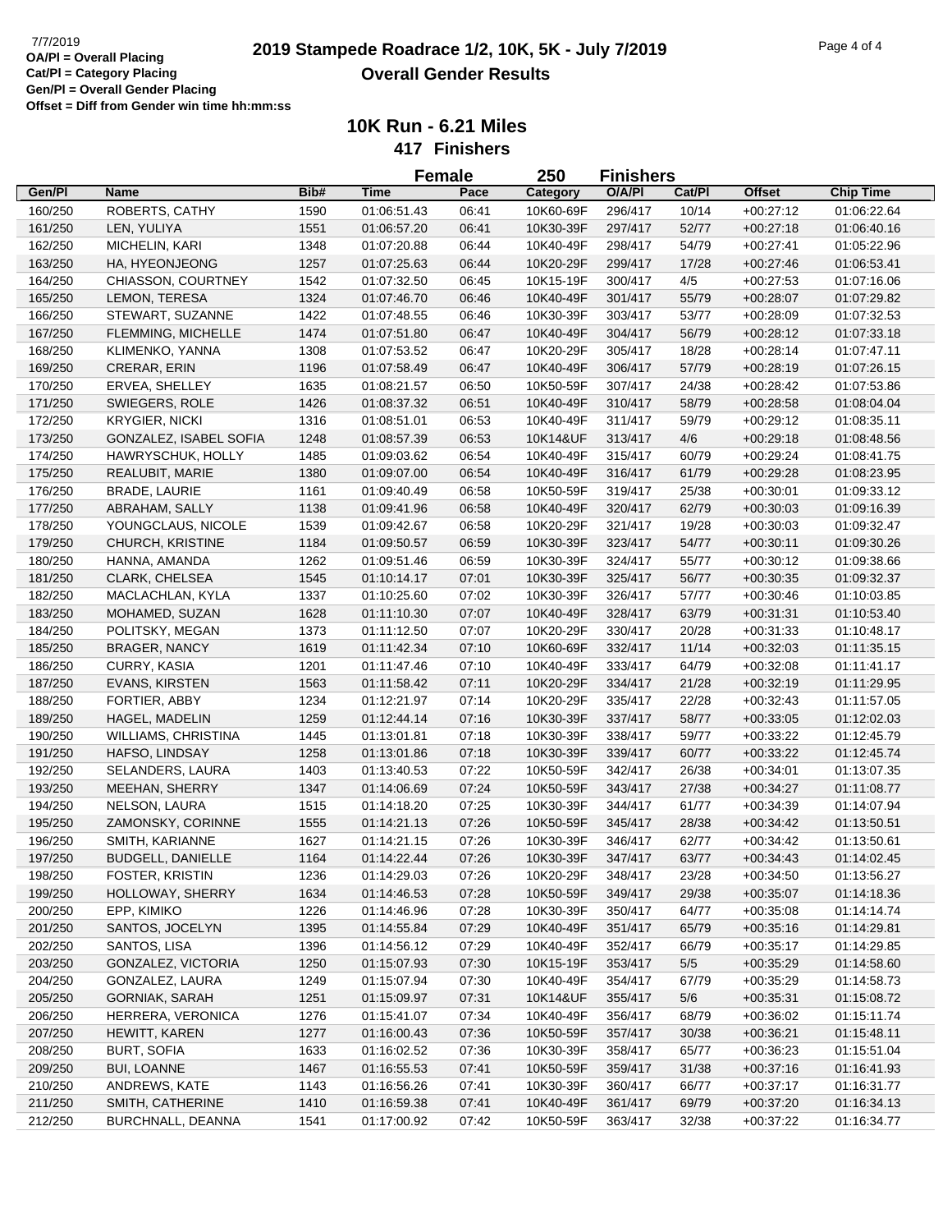OA/Pl = Overall Placing
Cat/Pl = Category Placing
Gen/Pl = Overall Gender Placing
Offset = Diff from Gender win time hh:mm:ss

# 2019 Stampede Roadrace 1/2, 10K, 5K - July 7/2019

## Overall Gender Results

### 10K Run - 6.21 Miles

**417 Finishers**

**Female 250 Finishers**

| Gen/Pl | Name | Bib# | Time | Pace | Category | O/A/Pl | Cat/Pl | Offset | Chip Time |
|---|---|---|---|---|---|---|---|---|---|
| 160/250 | ROBERTS, CATHY | 1590 | 01:06:51.43 | 06:41 | 10K60-69F | 296/417 | 10/14 | +00:27:12 | 01:06:22.64 |
| 161/250 | LEN, YULIYA | 1551 | 01:06:57.20 | 06:41 | 10K30-39F | 297/417 | 52/77 | +00:27:18 | 01:06:40.16 |
| 162/250 | MICHELIN, KARI | 1348 | 01:07:20.88 | 06:44 | 10K40-49F | 298/417 | 54/79 | +00:27:41 | 01:05:22.96 |
| 163/250 | HA, HYEONJEONG | 1257 | 01:07:25.63 | 06:44 | 10K20-29F | 299/417 | 17/28 | +00:27:46 | 01:06:53.41 |
| 164/250 | CHIASSON, COURTNEY | 1542 | 01:07:32.50 | 06:45 | 10K15-19F | 300/417 | 4/5 | +00:27:53 | 01:07:16.06 |
| 165/250 | LEMON, TERESA | 1324 | 01:07:46.70 | 06:46 | 10K40-49F | 301/417 | 55/79 | +00:28:07 | 01:07:29.82 |
| 166/250 | STEWART, SUZANNE | 1422 | 01:07:48.55 | 06:46 | 10K30-39F | 303/417 | 53/77 | +00:28:09 | 01:07:32.53 |
| 167/250 | FLEMMING, MICHELLE | 1474 | 01:07:51.80 | 06:47 | 10K40-49F | 304/417 | 56/79 | +00:28:12 | 01:07:33.18 |
| 168/250 | KLIMENKO, YANNA | 1308 | 01:07:53.52 | 06:47 | 10K20-29F | 305/417 | 18/28 | +00:28:14 | 01:07:47.11 |
| 169/250 | CRERAR, ERIN | 1196 | 01:07:58.49 | 06:47 | 10K40-49F | 306/417 | 57/79 | +00:28:19 | 01:07:26.15 |
| 170/250 | ERVEA, SHELLEY | 1635 | 01:08:21.57 | 06:50 | 10K50-59F | 307/417 | 24/38 | +00:28:42 | 01:07:53.86 |
| 171/250 | SWIEGERS, ROLE | 1426 | 01:08:37.32 | 06:51 | 10K40-49F | 310/417 | 58/79 | +00:28:58 | 01:08:04.04 |
| 172/250 | KRYGIER, NICKI | 1316 | 01:08:51.01 | 06:53 | 10K40-49F | 311/417 | 59/79 | +00:29:12 | 01:08:35.11 |
| 173/250 | GONZALEZ, ISABEL SOFIA | 1248 | 01:08:57.39 | 06:53 | 10K14&UF | 313/417 | 4/6 | +00:29:18 | 01:08:48.56 |
| 174/250 | HAWRYSCHUK, HOLLY | 1485 | 01:09:03.62 | 06:54 | 10K40-49F | 315/417 | 60/79 | +00:29:24 | 01:08:41.75 |
| 175/250 | REALUBIT, MARIE | 1380 | 01:09:07.00 | 06:54 | 10K40-49F | 316/417 | 61/79 | +00:29:28 | 01:08:23.95 |
| 176/250 | BRADE, LAURIE | 1161 | 01:09:40.49 | 06:58 | 10K50-59F | 319/417 | 25/38 | +00:30:01 | 01:09:33.12 |
| 177/250 | ABRAHAM, SALLY | 1138 | 01:09:41.96 | 06:58 | 10K40-49F | 320/417 | 62/79 | +00:30:03 | 01:09:16.39 |
| 178/250 | YOUNGCLAUS, NICOLE | 1539 | 01:09:42.67 | 06:58 | 10K20-29F | 321/417 | 19/28 | +00:30:03 | 01:09:32.47 |
| 179/250 | CHURCH, KRISTINE | 1184 | 01:09:50.57 | 06:59 | 10K30-39F | 323/417 | 54/77 | +00:30:11 | 01:09:30.26 |
| 180/250 | HANNA, AMANDA | 1262 | 01:09:51.46 | 06:59 | 10K30-39F | 324/417 | 55/77 | +00:30:12 | 01:09:38.66 |
| 181/250 | CLARK, CHELSEA | 1545 | 01:10:14.17 | 07:01 | 10K30-39F | 325/417 | 56/77 | +00:30:35 | 01:09:32.37 |
| 182/250 | MACLACHLAN, KYLA | 1337 | 01:10:25.60 | 07:02 | 10K30-39F | 326/417 | 57/77 | +00:30:46 | 01:10:03.85 |
| 183/250 | MOHAMED, SUZAN | 1628 | 01:11:10.30 | 07:07 | 10K40-49F | 328/417 | 63/79 | +00:31:31 | 01:10:53.40 |
| 184/250 | POLITSKY, MEGAN | 1373 | 01:11:12.50 | 07:07 | 10K20-29F | 330/417 | 20/28 | +00:31:33 | 01:10:48.17 |
| 185/250 | BRAGER, NANCY | 1619 | 01:11:42.34 | 07:10 | 10K60-69F | 332/417 | 11/14 | +00:32:03 | 01:11:35.15 |
| 186/250 | CURRY, KASIA | 1201 | 01:11:47.46 | 07:10 | 10K40-49F | 333/417 | 64/79 | +00:32:08 | 01:11:41.17 |
| 187/250 | EVANS, KIRSTEN | 1563 | 01:11:58.42 | 07:11 | 10K20-29F | 334/417 | 21/28 | +00:32:19 | 01:11:29.95 |
| 188/250 | FORTIER, ABBY | 1234 | 01:12:21.97 | 07:14 | 10K20-29F | 335/417 | 22/28 | +00:32:43 | 01:11:57.05 |
| 189/250 | HAGEL, MADELIN | 1259 | 01:12:44.14 | 07:16 | 10K30-39F | 337/417 | 58/77 | +00:33:05 | 01:12:02.03 |
| 190/250 | WILLIAMS, CHRISTINA | 1445 | 01:13:01.81 | 07:18 | 10K30-39F | 338/417 | 59/77 | +00:33:22 | 01:12:45.79 |
| 191/250 | HAFSO, LINDSAY | 1258 | 01:13:01.86 | 07:18 | 10K30-39F | 339/417 | 60/77 | +00:33:22 | 01:12:45.74 |
| 192/250 | SELANDERS, LAURA | 1403 | 01:13:40.53 | 07:22 | 10K50-59F | 342/417 | 26/38 | +00:34:01 | 01:13:07.35 |
| 193/250 | MEEHAN, SHERRY | 1347 | 01:14:06.69 | 07:24 | 10K50-59F | 343/417 | 27/38 | +00:34:27 | 01:11:08.77 |
| 194/250 | NELSON, LAURA | 1515 | 01:14:18.20 | 07:25 | 10K30-39F | 344/417 | 61/77 | +00:34:39 | 01:14:07.94 |
| 195/250 | ZAMONSKY, CORINNE | 1555 | 01:14:21.13 | 07:26 | 10K50-59F | 345/417 | 28/38 | +00:34:42 | 01:13:50.51 |
| 196/250 | SMITH, KARIANNE | 1627 | 01:14:21.15 | 07:26 | 10K30-39F | 346/417 | 62/77 | +00:34:42 | 01:13:50.61 |
| 197/250 | BUDGELL, DANIELLE | 1164 | 01:14:22.44 | 07:26 | 10K30-39F | 347/417 | 63/77 | +00:34:43 | 01:14:02.45 |
| 198/250 | FOSTER, KRISTIN | 1236 | 01:14:29.03 | 07:26 | 10K20-29F | 348/417 | 23/28 | +00:34:50 | 01:13:56.27 |
| 199/250 | HOLLOWAY, SHERRY | 1634 | 01:14:46.53 | 07:28 | 10K50-59F | 349/417 | 29/38 | +00:35:07 | 01:14:18.36 |
| 200/250 | EPP, KIMIKO | 1226 | 01:14:46.96 | 07:28 | 10K30-39F | 350/417 | 64/77 | +00:35:08 | 01:14:14.74 |
| 201/250 | SANTOS, JOCELYN | 1395 | 01:14:55.84 | 07:29 | 10K40-49F | 351/417 | 65/79 | +00:35:16 | 01:14:29.81 |
| 202/250 | SANTOS, LISA | 1396 | 01:14:56.12 | 07:29 | 10K40-49F | 352/417 | 66/79 | +00:35:17 | 01:14:29.85 |
| 203/250 | GONZALEZ, VICTORIA | 1250 | 01:15:07.93 | 07:30 | 10K15-19F | 353/417 | 5/5 | +00:35:29 | 01:14:58.60 |
| 204/250 | GONZALEZ, LAURA | 1249 | 01:15:07.94 | 07:30 | 10K40-49F | 354/417 | 67/79 | +00:35:29 | 01:14:58.73 |
| 205/250 | GORNIAK, SARAH | 1251 | 01:15:09.97 | 07:31 | 10K14&UF | 355/417 | 5/6 | +00:35:31 | 01:15:08.72 |
| 206/250 | HERRERA, VERONICA | 1276 | 01:15:41.07 | 07:34 | 10K40-49F | 356/417 | 68/79 | +00:36:02 | 01:15:11.74 |
| 207/250 | HEWITT, KAREN | 1277 | 01:16:00.43 | 07:36 | 10K50-59F | 357/417 | 30/38 | +00:36:21 | 01:15:48.11 |
| 208/250 | BURT, SOFIA | 1633 | 01:16:02.52 | 07:36 | 10K30-39F | 358/417 | 65/77 | +00:36:23 | 01:15:51.04 |
| 209/250 | BUI, LOANNE | 1467 | 01:16:55.53 | 07:41 | 10K50-59F | 359/417 | 31/38 | +00:37:16 | 01:16:41.93 |
| 210/250 | ANDREWS, KATE | 1143 | 01:16:56.26 | 07:41 | 10K30-39F | 360/417 | 66/77 | +00:37:17 | 01:16:31.77 |
| 211/250 | SMITH, CATHERINE | 1410 | 01:16:59.38 | 07:41 | 10K40-49F | 361/417 | 69/79 | +00:37:20 | 01:16:34.13 |
| 212/250 | BURCHNALL, DEANNA | 1541 | 01:17:00.92 | 07:42 | 10K50-59F | 363/417 | 32/38 | +00:37:22 | 01:16:34.77 |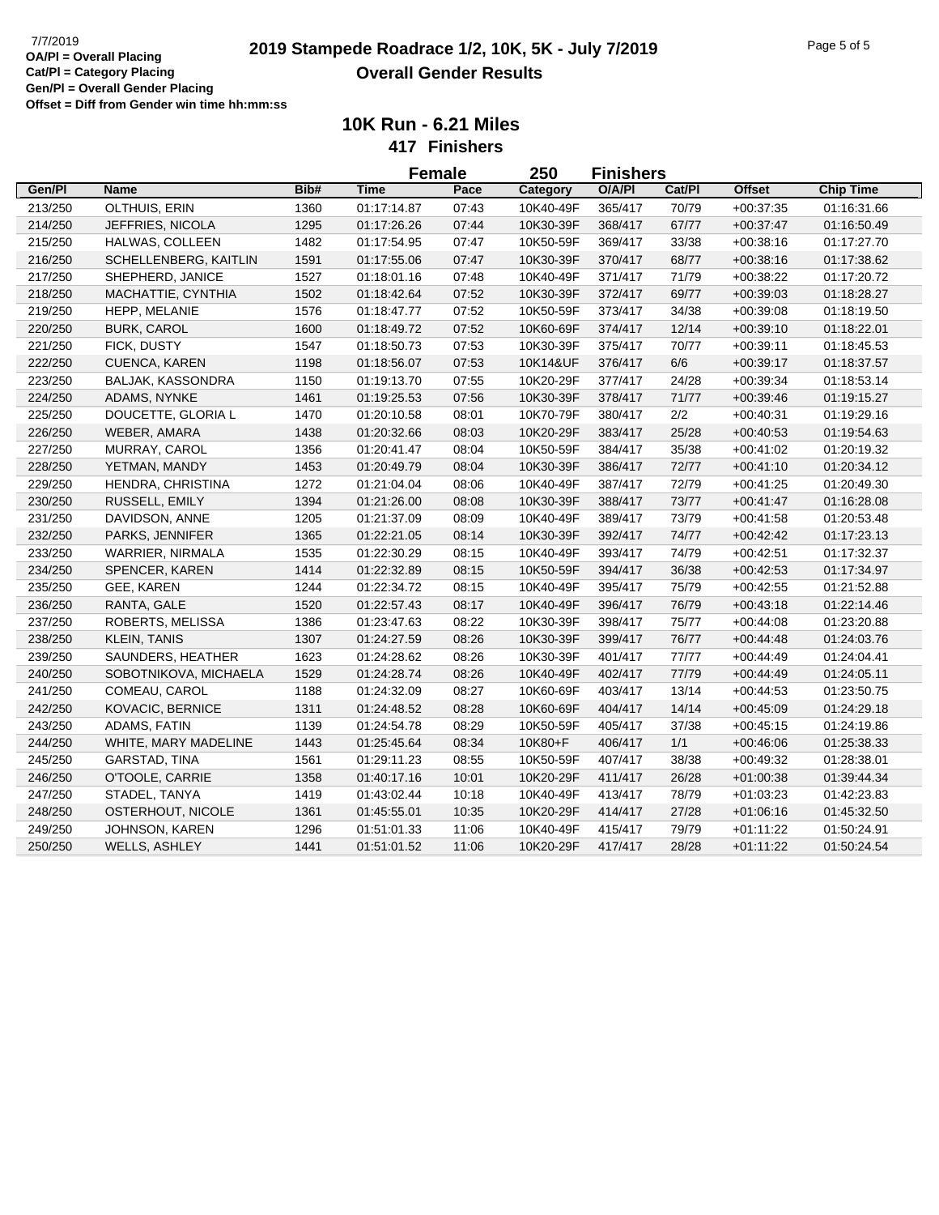7/7/2019

**OA/Pl = Overall Placing**
**Cat/Pl = Category Placing**
**Gen/Pl = Overall Gender Placing**
**Offset = Diff from Gender win time hh:mm:ss**

# 2019 Stampede Roadrace 1/2, 10K, 5K - July 7/2019

## Overall Gender Results

### 10K Run - 6.21 Miles

**417 Finishers**

**Female 250 Finishers**

| Gen/Pl | Name | Bib# | Time | Pace | Category | O/A/Pl | Cat/Pl | Offset | Chip Time |
|---|---|---|---|---|---|---|---|---|---|
| 213/250 | OLTHUIS, ERIN | 1360 | 01:17:14.87 | 07:43 | 10K40-49F | 365/417 | 70/79 | +00:37:35 | 01:16:31.66 |
| 214/250 | JEFFRIES, NICOLA | 1295 | 01:17:26.26 | 07:44 | 10K30-39F | 368/417 | 67/77 | +00:37:47 | 01:16:50.49 |
| 215/250 | HALWAS, COLLEEN | 1482 | 01:17:54.95 | 07:47 | 10K50-59F | 369/417 | 33/38 | +00:38:16 | 01:17:27.70 |
| 216/250 | SCHELLENBERG, KAITLIN | 1591 | 01:17:55.06 | 07:47 | 10K30-39F | 370/417 | 68/77 | +00:38:16 | 01:17:38.62 |
| 217/250 | SHEPHERD, JANICE | 1527 | 01:18:01.16 | 07:48 | 10K40-49F | 371/417 | 71/79 | +00:38:22 | 01:17:20.72 |
| 218/250 | MACHATTIE, CYNTHIA | 1502 | 01:18:42.64 | 07:52 | 10K30-39F | 372/417 | 69/77 | +00:39:03 | 01:18:28.27 |
| 219/250 | HEPP, MELANIE | 1576 | 01:18:47.77 | 07:52 | 10K50-59F | 373/417 | 34/38 | +00:39:08 | 01:18:19.50 |
| 220/250 | BURK, CAROL | 1600 | 01:18:49.72 | 07:52 | 10K60-69F | 374/417 | 12/14 | +00:39:10 | 01:18:22.01 |
| 221/250 | FICK, DUSTY | 1547 | 01:18:50.73 | 07:53 | 10K30-39F | 375/417 | 70/77 | +00:39:11 | 01:18:45.53 |
| 222/250 | CUENCA, KAREN | 1198 | 01:18:56.07 | 07:53 | 10K14&UF | 376/417 | 6/6 | +00:39:17 | 01:18:37.57 |
| 223/250 | BALJAK, KASSONDRA | 1150 | 01:19:13.70 | 07:55 | 10K20-29F | 377/417 | 24/28 | +00:39:34 | 01:18:53.14 |
| 224/250 | ADAMS, NYNKE | 1461 | 01:19:25.53 | 07:56 | 10K30-39F | 378/417 | 71/77 | +00:39:46 | 01:19:15.27 |
| 225/250 | DOUCETTE, GLORIA L | 1470 | 01:20:10.58 | 08:01 | 10K70-79F | 380/417 | 2/2 | +00:40:31 | 01:19:29.16 |
| 226/250 | WEBER, AMARA | 1438 | 01:20:32.66 | 08:03 | 10K20-29F | 383/417 | 25/28 | +00:40:53 | 01:19:54.63 |
| 227/250 | MURRAY, CAROL | 1356 | 01:20:41.47 | 08:04 | 10K50-59F | 384/417 | 35/38 | +00:41:02 | 01:20:19.32 |
| 228/250 | YETMAN, MANDY | 1453 | 01:20:49.79 | 08:04 | 10K30-39F | 386/417 | 72/77 | +00:41:10 | 01:20:34.12 |
| 229/250 | HENDRA, CHRISTINA | 1272 | 01:21:04.04 | 08:06 | 10K40-49F | 387/417 | 72/79 | +00:41:25 | 01:20:49.30 |
| 230/250 | RUSSELL, EMILY | 1394 | 01:21:26.00 | 08:08 | 10K30-39F | 388/417 | 73/77 | +00:41:47 | 01:16:28.08 |
| 231/250 | DAVIDSON, ANNE | 1205 | 01:21:37.09 | 08:09 | 10K40-49F | 389/417 | 73/79 | +00:41:58 | 01:20:53.48 |
| 232/250 | PARKS, JENNIFER | 1365 | 01:22:21.05 | 08:14 | 10K30-39F | 392/417 | 74/77 | +00:42:42 | 01:17:23.13 |
| 233/250 | WARRIER, NIRMALA | 1535 | 01:22:30.29 | 08:15 | 10K40-49F | 393/417 | 74/79 | +00:42:51 | 01:17:32.37 |
| 234/250 | SPENCER, KAREN | 1414 | 01:22:32.89 | 08:15 | 10K50-59F | 394/417 | 36/38 | +00:42:53 | 01:17:34.97 |
| 235/250 | GEE, KAREN | 1244 | 01:22:34.72 | 08:15 | 10K40-49F | 395/417 | 75/79 | +00:42:55 | 01:21:52.88 |
| 236/250 | RANTA, GALE | 1520 | 01:22:57.43 | 08:17 | 10K40-49F | 396/417 | 76/79 | +00:43:18 | 01:22:14.46 |
| 237/250 | ROBERTS, MELISSA | 1386 | 01:23:47.63 | 08:22 | 10K30-39F | 398/417 | 75/77 | +00:44:08 | 01:23:20.88 |
| 238/250 | KLEIN, TANIS | 1307 | 01:24:27.59 | 08:26 | 10K30-39F | 399/417 | 76/77 | +00:44:48 | 01:24:03.76 |
| 239/250 | SAUNDERS, HEATHER | 1623 | 01:24:28.62 | 08:26 | 10K30-39F | 401/417 | 77/77 | +00:44:49 | 01:24:04.41 |
| 240/250 | SOBOTNIKOVA, MICHAELA | 1529 | 01:24:28.74 | 08:26 | 10K40-49F | 402/417 | 77/79 | +00:44:49 | 01:24:05.11 |
| 241/250 | COMEAU, CAROL | 1188 | 01:24:32.09 | 08:27 | 10K60-69F | 403/417 | 13/14 | +00:44:53 | 01:23:50.75 |
| 242/250 | KOVACIC, BERNICE | 1311 | 01:24:48.52 | 08:28 | 10K60-69F | 404/417 | 14/14 | +00:45:09 | 01:24:29.18 |
| 243/250 | ADAMS, FATIN | 1139 | 01:24:54.78 | 08:29 | 10K50-59F | 405/417 | 37/38 | +00:45:15 | 01:24:19.86 |
| 244/250 | WHITE, MARY MADELINE | 1443 | 01:25:45.64 | 08:34 | 10K80+F | 406/417 | 1/1 | +00:46:06 | 01:25:38.33 |
| 245/250 | GARSTAD, TINA | 1561 | 01:29:11.23 | 08:55 | 10K50-59F | 407/417 | 38/38 | +00:49:32 | 01:28:38.01 |
| 246/250 | O'TOOLE, CARRIE | 1358 | 01:40:17.16 | 10:01 | 10K20-29F | 411/417 | 26/28 | +01:00:38 | 01:39:44.34 |
| 247/250 | STADEL, TANYA | 1419 | 01:43:02.44 | 10:18 | 10K40-49F | 413/417 | 78/79 | +01:03:23 | 01:42:23.83 |
| 248/250 | OSTERHOUT, NICOLE | 1361 | 01:45:55.01 | 10:35 | 10K20-29F | 414/417 | 27/28 | +01:06:16 | 01:45:32.50 |
| 249/250 | JOHNSON, KAREN | 1296 | 01:51:01.33 | 11:06 | 10K40-49F | 415/417 | 79/79 | +01:11:22 | 01:50:24.91 |
| 250/250 | WELLS, ASHLEY | 1441 | 01:51:01.52 | 11:06 | 10K20-29F | 417/417 | 28/28 | +01:11:22 | 01:50:24.54 |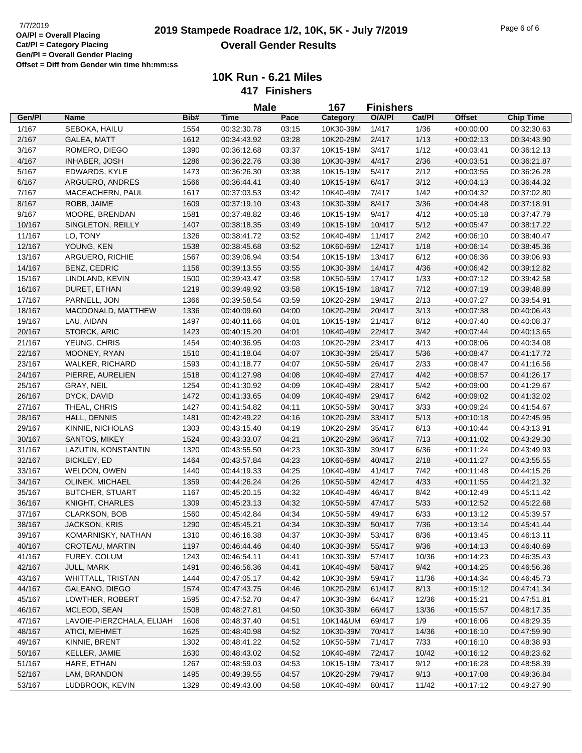7/7/2019

**OA/Pl = Overall Placing**
**Cat/Pl = Category Placing**
**Gen/Pl = Overall Gender Placing**
**Offset = Diff from Gender win time hh:mm:ss**

# 2019 Stampede Roadrace 1/2, 10K, 5K - July 7/2019
## Overall Gender Results

### 10K Run - 6.21 Miles
### 417 Finishers

**Male 167 Finishers**

| Gen/Pl | Name | Bib# | Time | Pace | Category | O/A/Pl | Cat/Pl | Offset | Chip Time |
|---|---|---|---|---|---|---|---|---|---|
| 1/167 | SEBOKA, HAILU | 1554 | 00:32:30.78 | 03:15 | 10K30-39M | 1/417 | 1/36 | +00:00:00 | 00:32:30.63 |
| 2/167 | GALEA, MATT | 1612 | 00:34:43.92 | 03:28 | 10K20-29M | 2/417 | 1/13 | +00:02:13 | 00:34:43.90 |
| 3/167 | ROMERO, DIEGO | 1390 | 00:36:12.68 | 03:37 | 10K15-19M | 3/417 | 1/12 | +00:03:41 | 00:36:12.13 |
| 4/167 | INHABER, JOSH | 1286 | 00:36:22.76 | 03:38 | 10K30-39M | 4/417 | 2/36 | +00:03:51 | 00:36:21.87 |
| 5/167 | EDWARDS, KYLE | 1473 | 00:36:26.30 | 03:38 | 10K15-19M | 5/417 | 2/12 | +00:03:55 | 00:36:26.28 |
| 6/167 | ARGUERO, ANDRES | 1566 | 00:36:44.41 | 03:40 | 10K15-19M | 6/417 | 3/12 | +00:04:13 | 00:36:44.32 |
| 7/167 | MACEACHERN, PAUL | 1617 | 00:37:03.53 | 03:42 | 10K40-49M | 7/417 | 1/42 | +00:04:32 | 00:37:02.80 |
| 8/167 | ROBB, JAIME | 1609 | 00:37:19.10 | 03:43 | 10K30-39M | 8/417 | 3/36 | +00:04:48 | 00:37:18.91 |
| 9/167 | MOORE, BRENDAN | 1581 | 00:37:48.82 | 03:46 | 10K15-19M | 9/417 | 4/12 | +00:05:18 | 00:37:47.79 |
| 10/167 | SINGLETON, REILLY | 1407 | 00:38:18.35 | 03:49 | 10K15-19M | 10/417 | 5/12 | +00:05:47 | 00:38:17.22 |
| 11/167 | LO, TONY | 1326 | 00:38:41.72 | 03:52 | 10K40-49M | 11/417 | 2/42 | +00:06:10 | 00:38:40.47 |
| 12/167 | YOUNG, KEN | 1538 | 00:38:45.68 | 03:52 | 10K60-69M | 12/417 | 1/18 | +00:06:14 | 00:38:45.36 |
| 13/167 | ARGUERO, RICHIE | 1567 | 00:39:06.94 | 03:54 | 10K15-19M | 13/417 | 6/12 | +00:06:36 | 00:39:06.93 |
| 14/167 | BENZ, CEDRIC | 1156 | 00:39:13.55 | 03:55 | 10K30-39M | 14/417 | 4/36 | +00:06:42 | 00:39:12.82 |
| 15/167 | LINDLAND, KEVIN | 1500 | 00:39:43.47 | 03:58 | 10K50-59M | 17/417 | 1/33 | +00:07:12 | 00:39:42.58 |
| 16/167 | DURET, ETHAN | 1219 | 00:39:49.92 | 03:58 | 10K15-19M | 18/417 | 7/12 | +00:07:19 | 00:39:48.89 |
| 17/167 | PARNELL, JON | 1366 | 00:39:58.54 | 03:59 | 10K20-29M | 19/417 | 2/13 | +00:07:27 | 00:39:54.91 |
| 18/167 | MACDONALD, MATTHEW | 1336 | 00:40:09.60 | 04:00 | 10K20-29M | 20/417 | 3/13 | +00:07:38 | 00:40:06.43 |
| 19/167 | LAU, AIDAN | 1497 | 00:40:11.66 | 04:01 | 10K15-19M | 21/417 | 8/12 | +00:07:40 | 00:40:08.37 |
| 20/167 | STORCK, ARIC | 1423 | 00:40:15.20 | 04:01 | 10K40-49M | 22/417 | 3/42 | +00:07:44 | 00:40:13.65 |
| 21/167 | YEUNG, CHRIS | 1454 | 00:40:36.95 | 04:03 | 10K20-29M | 23/417 | 4/13 | +00:08:06 | 00:40:34.08 |
| 22/167 | MOONEY, RYAN | 1510 | 00:41:18.04 | 04:07 | 10K30-39M | 25/417 | 5/36 | +00:08:47 | 00:41:17.72 |
| 23/167 | WALKER, RICHARD | 1593 | 00:41:18.77 | 04:07 | 10K50-59M | 26/417 | 2/33 | +00:08:47 | 00:41:16.56 |
| 24/167 | PIERRE, AURELIEN | 1518 | 00:41:27.98 | 04:08 | 10K40-49M | 27/417 | 4/42 | +00:08:57 | 00:41:26.17 |
| 25/167 | GRAY, NEIL | 1254 | 00:41:30.92 | 04:09 | 10K40-49M | 28/417 | 5/42 | +00:09:00 | 00:41:29.67 |
| 26/167 | DYCK, DAVID | 1472 | 00:41:33.65 | 04:09 | 10K40-49M | 29/417 | 6/42 | +00:09:02 | 00:41:32.02 |
| 27/167 | THEAL, CHRIS | 1427 | 00:41:54.82 | 04:11 | 10K50-59M | 30/417 | 3/33 | +00:09:24 | 00:41:54.67 |
| 28/167 | HALL, DENNIS | 1481 | 00:42:49.22 | 04:16 | 10K20-29M | 33/417 | 5/13 | +00:10:18 | 00:42:45.95 |
| 29/167 | KINNIE, NICHOLAS | 1303 | 00:43:15.40 | 04:19 | 10K20-29M | 35/417 | 6/13 | +00:10:44 | 00:43:13.91 |
| 30/167 | SANTOS, MIKEY | 1524 | 00:43:33.07 | 04:21 | 10K20-29M | 36/417 | 7/13 | +00:11:02 | 00:43:29.30 |
| 31/167 | LAZUTIN, KONSTANTIN | 1320 | 00:43:55.50 | 04:23 | 10K30-39M | 39/417 | 6/36 | +00:11:24 | 00:43:49.93 |
| 32/167 | BICKLEY, ED | 1464 | 00:43:57.84 | 04:23 | 10K60-69M | 40/417 | 2/18 | +00:11:27 | 00:43:55.55 |
| 33/167 | WELDON, OWEN | 1440 | 00:44:19.33 | 04:25 | 10K40-49M | 41/417 | 7/42 | +00:11:48 | 00:44:15.26 |
| 34/167 | OLINEK, MICHAEL | 1359 | 00:44:26.24 | 04:26 | 10K50-59M | 42/417 | 4/33 | +00:11:55 | 00:44:21.32 |
| 35/167 | BUTCHER, STUART | 1167 | 00:45:20.15 | 04:32 | 10K40-49M | 46/417 | 8/42 | +00:12:49 | 00:45:11.42 |
| 36/167 | KNIGHT, CHARLES | 1309 | 00:45:23.13 | 04:32 | 10K50-59M | 47/417 | 5/33 | +00:12:52 | 00:45:22.68 |
| 37/167 | CLARKSON, BOB | 1560 | 00:45:42.84 | 04:34 | 10K50-59M | 49/417 | 6/33 | +00:13:12 | 00:45:39.57 |
| 38/167 | JACKSON, KRIS | 1290 | 00:45:45.21 | 04:34 | 10K30-39M | 50/417 | 7/36 | +00:13:14 | 00:45:41.44 |
| 39/167 | KOMARNISKY, NATHAN | 1310 | 00:46:16.38 | 04:37 | 10K30-39M | 53/417 | 8/36 | +00:13:45 | 00:46:13.11 |
| 40/167 | CROTEAU, MARTIN | 1197 | 00:46:44.46 | 04:40 | 10K30-39M | 55/417 | 9/36 | +00:14:13 | 00:46:40.69 |
| 41/167 | FUREY, COLUM | 1243 | 00:46:54.11 | 04:41 | 10K30-39M | 57/417 | 10/36 | +00:14:23 | 00:46:35.43 |
| 42/167 | JULL, MARK | 1491 | 00:46:56.36 | 04:41 | 10K40-49M | 58/417 | 9/42 | +00:14:25 | 00:46:56.36 |
| 43/167 | WHITTALL, TRISTAN | 1444 | 00:47:05.17 | 04:42 | 10K30-39M | 59/417 | 11/36 | +00:14:34 | 00:46:45.73 |
| 44/167 | GALEANO, DIEGO | 1574 | 00:47:43.75 | 04:46 | 10K20-29M | 61/417 | 8/13 | +00:15:12 | 00:47:41.34 |
| 45/167 | LOWTHER, ROBERT | 1595 | 00:47:52.70 | 04:47 | 10K30-39M | 64/417 | 12/36 | +00:15:21 | 00:47:51.81 |
| 46/167 | MCLEOD, SEAN | 1508 | 00:48:27.81 | 04:50 | 10K30-39M | 66/417 | 13/36 | +00:15:57 | 00:48:17.35 |
| 47/167 | LAVOIE-PIERZCHALA, ELIJAH | 1606 | 00:48:37.40 | 04:51 | 10K14&UM | 69/417 | 1/9 | +00:16:06 | 00:48:29.35 |
| 48/167 | ATICI, MEHMET | 1625 | 00:48:40.98 | 04:52 | 10K30-39M | 70/417 | 14/36 | +00:16:10 | 00:47:59.90 |
| 49/167 | KINNIE, BRENT | 1302 | 00:48:41.22 | 04:52 | 10K50-59M | 71/417 | 7/33 | +00:16:10 | 00:48:38.93 |
| 50/167 | KELLER, JAMIE | 1630 | 00:48:43.02 | 04:52 | 10K40-49M | 72/417 | 10/42 | +00:16:12 | 00:48:23.62 |
| 51/167 | HARE, ETHAN | 1267 | 00:48:59.03 | 04:53 | 10K15-19M | 73/417 | 9/12 | +00:16:28 | 00:48:58.39 |
| 52/167 | LAM, BRANDON | 1495 | 00:49:39.55 | 04:57 | 10K20-29M | 79/417 | 9/13 | +00:17:08 | 00:49:36.84 |
| 53/167 | LUDBROOK, KEVIN | 1329 | 00:49:43.00 | 04:58 | 10K40-49M | 80/417 | 11/42 | +00:17:12 | 00:49:27.90 |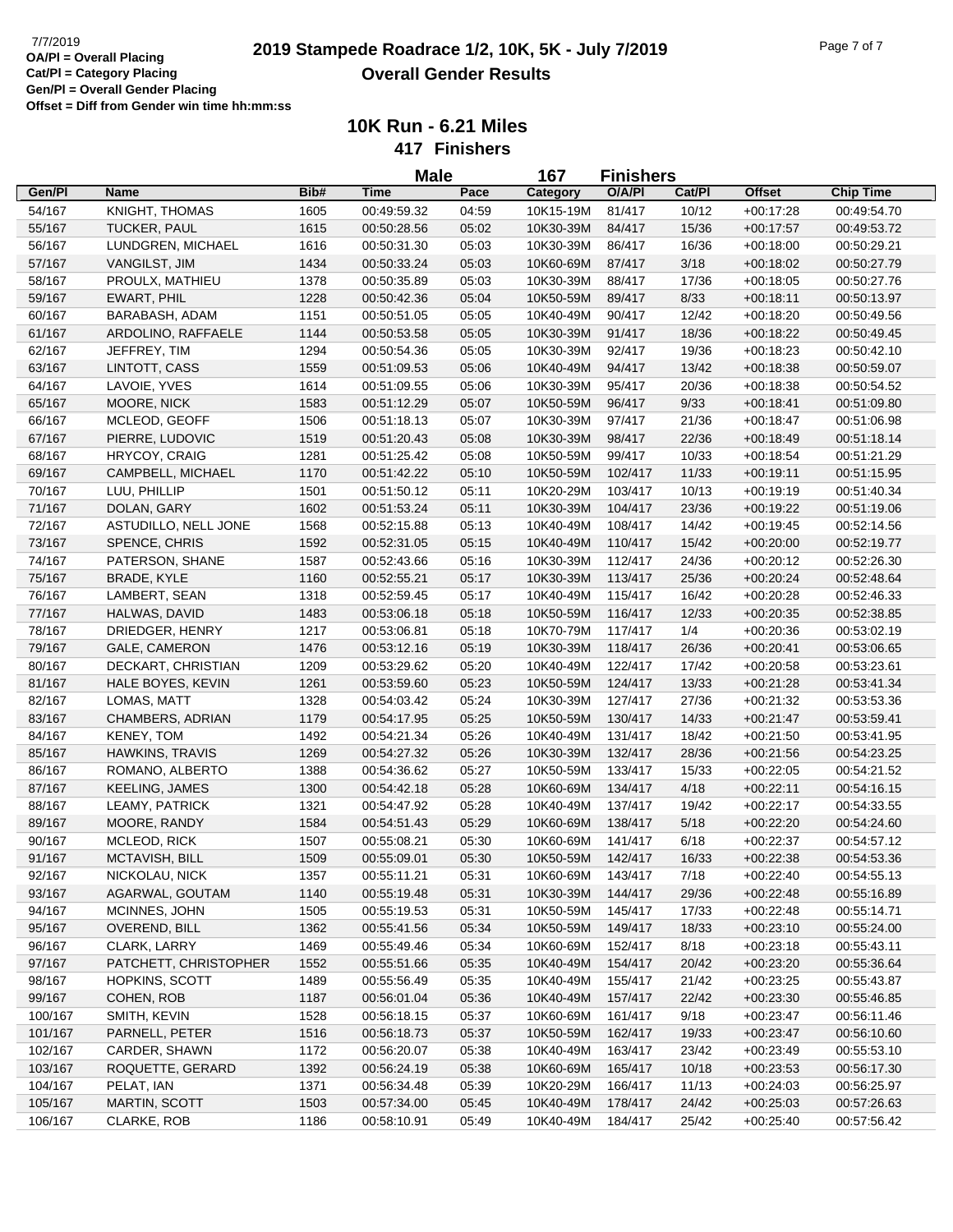7/7/2019

**OA/Pl = Overall Placing**
**Cat/Pl = Category Placing**
**Gen/Pl = Overall Gender Placing**
**Offset = Diff from Gender win time hh:mm:ss**

# 2019 Stampede Roadrace 1/2, 10K, 5K - July 7/2019

## Overall Gender Results

### 10K Run - 6.21 Miles

**417 Finishers**

**Male 167 Finishers**

| Gen/Pl | Name | Bib# | Time | Pace | Category | O/A/Pl | Cat/Pl | Offset | Chip Time |
|---|---|---|---|---|---|---|---|---|---|
| 54/167 | KNIGHT, THOMAS | 1605 | 00:49:59.32 | 04:59 | 10K15-19M | 81/417 | 10/12 | +00:17:28 | 00:49:54.70 |
| 55/167 | TUCKER, PAUL | 1615 | 00:50:28.56 | 05:02 | 10K30-39M | 84/417 | 15/36 | +00:17:57 | 00:49:53.72 |
| 56/167 | LUNDGREN, MICHAEL | 1616 | 00:50:31.30 | 05:03 | 10K30-39M | 86/417 | 16/36 | +00:18:00 | 00:50:29.21 |
| 57/167 | VANGILST, JIM | 1434 | 00:50:33.24 | 05:03 | 10K60-69M | 87/417 | 3/18 | +00:18:02 | 00:50:27.79 |
| 58/167 | PROULX, MATHIEU | 1378 | 00:50:35.89 | 05:03 | 10K30-39M | 88/417 | 17/36 | +00:18:05 | 00:50:27.76 |
| 59/167 | EWART, PHIL | 1228 | 00:50:42.36 | 05:04 | 10K50-59M | 89/417 | 8/33 | +00:18:11 | 00:50:13.97 |
| 60/167 | BARABASH, ADAM | 1151 | 00:50:51.05 | 05:05 | 10K40-49M | 90/417 | 12/42 | +00:18:20 | 00:50:49.56 |
| 61/167 | ARDOLINO, RAFFAELE | 1144 | 00:50:53.58 | 05:05 | 10K30-39M | 91/417 | 18/36 | +00:18:22 | 00:50:49.45 |
| 62/167 | JEFFREY, TIM | 1294 | 00:50:54.36 | 05:05 | 10K30-39M | 92/417 | 19/36 | +00:18:23 | 00:50:42.10 |
| 63/167 | LINTOTT, CASS | 1559 | 00:51:09.53 | 05:06 | 10K40-49M | 94/417 | 13/42 | +00:18:38 | 00:50:59.07 |
| 64/167 | LAVOIE, YVES | 1614 | 00:51:09.55 | 05:06 | 10K30-39M | 95/417 | 20/36 | +00:18:38 | 00:50:54.52 |
| 65/167 | MOORE, NICK | 1583 | 00:51:12.29 | 05:07 | 10K50-59M | 96/417 | 9/33 | +00:18:41 | 00:51:09.80 |
| 66/167 | MCLEOD, GEOFF | 1506 | 00:51:18.13 | 05:07 | 10K30-39M | 97/417 | 21/36 | +00:18:47 | 00:51:06.98 |
| 67/167 | PIERRE, LUDOVIC | 1519 | 00:51:20.43 | 05:08 | 10K30-39M | 98/417 | 22/36 | +00:18:49 | 00:51:18.14 |
| 68/167 | HRYCOY, CRAIG | 1281 | 00:51:25.42 | 05:08 | 10K50-59M | 99/417 | 10/33 | +00:18:54 | 00:51:21.29 |
| 69/167 | CAMPBELL, MICHAEL | 1170 | 00:51:42.22 | 05:10 | 10K50-59M | 102/417 | 11/33 | +00:19:11 | 00:51:15.95 |
| 70/167 | LUU, PHILLIP | 1501 | 00:51:50.12 | 05:11 | 10K20-29M | 103/417 | 10/13 | +00:19:19 | 00:51:40.34 |
| 71/167 | DOLAN, GARY | 1602 | 00:51:53.24 | 05:11 | 10K30-39M | 104/417 | 23/36 | +00:19:22 | 00:51:19.06 |
| 72/167 | ASTUDILLO, NELL JONE | 1568 | 00:52:15.88 | 05:13 | 10K40-49M | 108/417 | 14/42 | +00:19:45 | 00:52:14.56 |
| 73/167 | SPENCE, CHRIS | 1592 | 00:52:31.05 | 05:15 | 10K40-49M | 110/417 | 15/42 | +00:20:00 | 00:52:19.77 |
| 74/167 | PATERSON, SHANE | 1587 | 00:52:43.66 | 05:16 | 10K30-39M | 112/417 | 24/36 | +00:20:12 | 00:52:26.30 |
| 75/167 | BRADE, KYLE | 1160 | 00:52:55.21 | 05:17 | 10K30-39M | 113/417 | 25/36 | +00:20:24 | 00:52:48.64 |
| 76/167 | LAMBERT, SEAN | 1318 | 00:52:59.45 | 05:17 | 10K40-49M | 115/417 | 16/42 | +00:20:28 | 00:52:46.33 |
| 77/167 | HALWAS, DAVID | 1483 | 00:53:06.18 | 05:18 | 10K50-59M | 116/417 | 12/33 | +00:20:35 | 00:52:38.85 |
| 78/167 | DRIEDGER, HENRY | 1217 | 00:53:06.81 | 05:18 | 10K70-79M | 117/417 | 1/4 | +00:20:36 | 00:53:02.19 |
| 79/167 | GALE, CAMERON | 1476 | 00:53:12.16 | 05:19 | 10K30-39M | 118/417 | 26/36 | +00:20:41 | 00:53:06.65 |
| 80/167 | DECKART, CHRISTIAN | 1209 | 00:53:29.62 | 05:20 | 10K40-49M | 122/417 | 17/42 | +00:20:58 | 00:53:23.61 |
| 81/167 | HALE BOYES, KEVIN | 1261 | 00:53:59.60 | 05:23 | 10K50-59M | 124/417 | 13/33 | +00:21:28 | 00:53:41.34 |
| 82/167 | LOMAS, MATT | 1328 | 00:54:03.42 | 05:24 | 10K30-39M | 127/417 | 27/36 | +00:21:32 | 00:53:53.36 |
| 83/167 | CHAMBERS, ADRIAN | 1179 | 00:54:17.95 | 05:25 | 10K50-59M | 130/417 | 14/33 | +00:21:47 | 00:53:59.41 |
| 84/167 | KENEY, TOM | 1492 | 00:54:21.34 | 05:26 | 10K40-49M | 131/417 | 18/42 | +00:21:50 | 00:53:41.95 |
| 85/167 | HAWKINS, TRAVIS | 1269 | 00:54:27.32 | 05:26 | 10K30-39M | 132/417 | 28/36 | +00:21:56 | 00:54:23.25 |
| 86/167 | ROMANO, ALBERTO | 1388 | 00:54:36.62 | 05:27 | 10K50-59M | 133/417 | 15/33 | +00:22:05 | 00:54:21.52 |
| 87/167 | KEELING, JAMES | 1300 | 00:54:42.18 | 05:28 | 10K60-69M | 134/417 | 4/18 | +00:22:11 | 00:54:16.15 |
| 88/167 | LEAMY, PATRICK | 1321 | 00:54:47.92 | 05:28 | 10K40-49M | 137/417 | 19/42 | +00:22:17 | 00:54:33.55 |
| 89/167 | MOORE, RANDY | 1584 | 00:54:51.43 | 05:29 | 10K60-69M | 138/417 | 5/18 | +00:22:20 | 00:54:24.60 |
| 90/167 | MCLEOD, RICK | 1507 | 00:55:08.21 | 05:30 | 10K60-69M | 141/417 | 6/18 | +00:22:37 | 00:54:57.12 |
| 91/167 | MCTAVISH, BILL | 1509 | 00:55:09.01 | 05:30 | 10K50-59M | 142/417 | 16/33 | +00:22:38 | 00:54:53.36 |
| 92/167 | NICKOLAU, NICK | 1357 | 00:55:11.21 | 05:31 | 10K60-69M | 143/417 | 7/18 | +00:22:40 | 00:54:55.13 |
| 93/167 | AGARWAL, GOUTAM | 1140 | 00:55:19.48 | 05:31 | 10K30-39M | 144/417 | 29/36 | +00:22:48 | 00:55:16.89 |
| 94/167 | MCINNES, JOHN | 1505 | 00:55:19.53 | 05:31 | 10K50-59M | 145/417 | 17/33 | +00:22:48 | 00:55:14.71 |
| 95/167 | OVEREND, BILL | 1362 | 00:55:41.56 | 05:34 | 10K50-59M | 149/417 | 18/33 | +00:23:10 | 00:55:24.00 |
| 96/167 | CLARK, LARRY | 1469 | 00:55:49.46 | 05:34 | 10K60-69M | 152/417 | 8/18 | +00:23:18 | 00:55:43.11 |
| 97/167 | PATCHETT, CHRISTOPHER | 1552 | 00:55:51.66 | 05:35 | 10K40-49M | 154/417 | 20/42 | +00:23:20 | 00:55:36.64 |
| 98/167 | HOPKINS, SCOTT | 1489 | 00:55:56.49 | 05:35 | 10K40-49M | 155/417 | 21/42 | +00:23:25 | 00:55:43.87 |
| 99/167 | COHEN, ROB | 1187 | 00:56:01.04 | 05:36 | 10K40-49M | 157/417 | 22/42 | +00:23:30 | 00:55:46.85 |
| 100/167 | SMITH, KEVIN | 1528 | 00:56:18.15 | 05:37 | 10K60-69M | 161/417 | 9/18 | +00:23:47 | 00:56:11.46 |
| 101/167 | PARNELL, PETER | 1516 | 00:56:18.73 | 05:37 | 10K50-59M | 162/417 | 19/33 | +00:23:47 | 00:56:10.60 |
| 102/167 | CARDER, SHAWN | 1172 | 00:56:20.07 | 05:38 | 10K40-49M | 163/417 | 23/42 | +00:23:49 | 00:55:53.10 |
| 103/167 | ROQUETTE, GERARD | 1392 | 00:56:24.19 | 05:38 | 10K60-69M | 165/417 | 10/18 | +00:23:53 | 00:56:17.30 |
| 104/167 | PELAT, IAN | 1371 | 00:56:34.48 | 05:39 | 10K20-29M | 166/417 | 11/13 | +00:24:03 | 00:56:25.97 |
| 105/167 | MARTIN, SCOTT | 1503 | 00:57:34.00 | 05:45 | 10K40-49M | 178/417 | 24/42 | +00:25:03 | 00:57:26.63 |
| 106/167 | CLARKE, ROB | 1186 | 00:58:10.91 | 05:49 | 10K40-49M | 184/417 | 25/42 | +00:25:40 | 00:57:56.42 |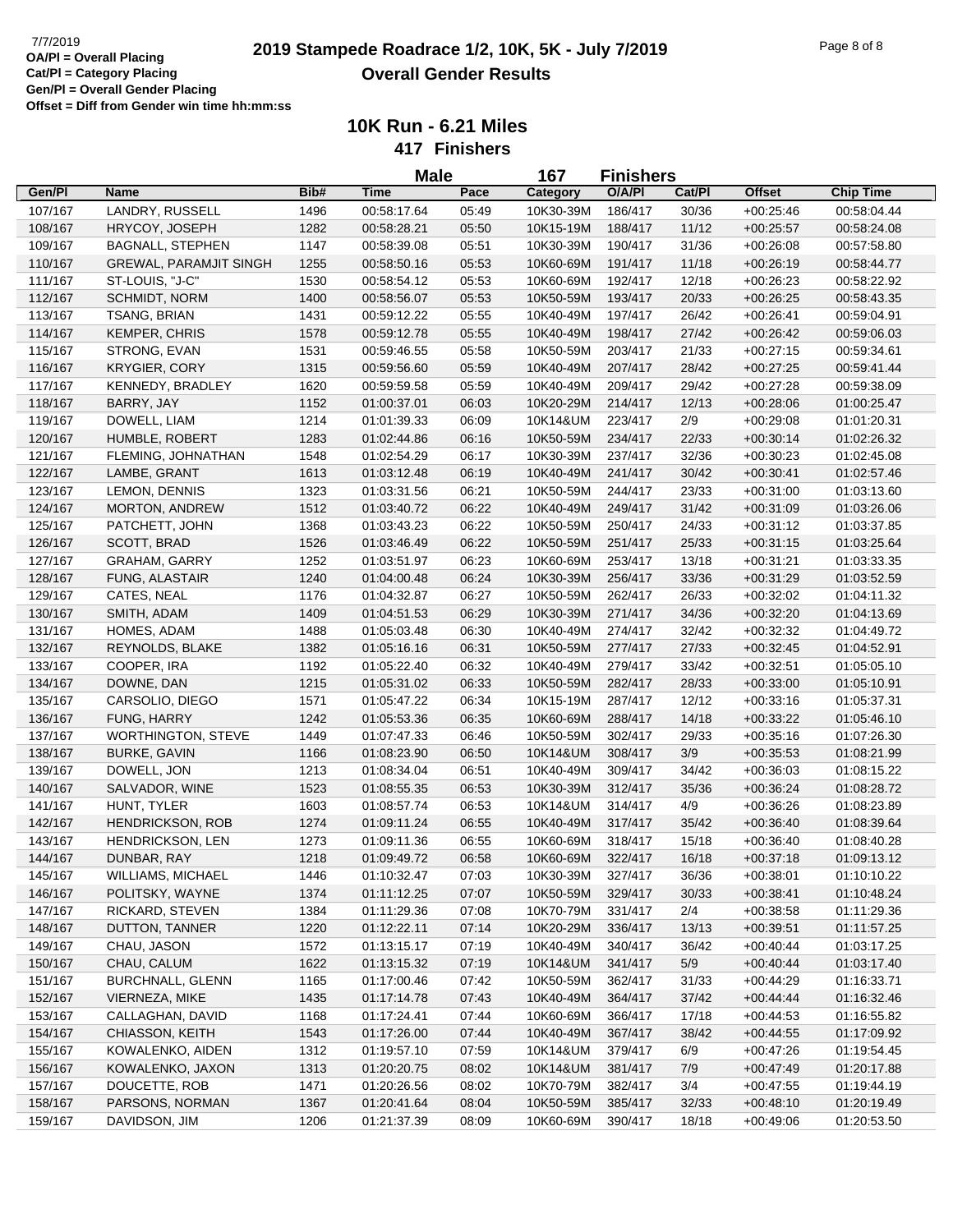# 2019 Stampede Roadrace 1/2, 10K, 5K - July 7/2019

## Overall Gender Results

7/7/2019
OA/Pl = Overall Placing
Cat/Pl = Category Placing
Gen/Pl = Overall Gender Placing
Offset = Diff from Gender win time hh:mm:ss

### 10K Run - 6.21 Miles

**417 Finishers**

**Male 167 Finishers**

| Gen/Pl | Name | Bib# | Time | Pace | Category | O/A/Pl | Cat/Pl | Offset | Chip Time |
|---|---|---|---|---|---|---|---|---|---|
| 107/167 | LANDRY, RUSSELL | 1496 | 00:58:17.64 | 05:49 | 10K30-39M | 186/417 | 30/36 | +00:25:46 | 00:58:04.44 |
| 108/167 | HRYCOY, JOSEPH | 1282 | 00:58:28.21 | 05:50 | 10K15-19M | 188/417 | 11/12 | +00:25:57 | 00:58:24.08 |
| 109/167 | BAGNALL, STEPHEN | 1147 | 00:58:39.08 | 05:51 | 10K30-39M | 190/417 | 31/36 | +00:26:08 | 00:57:58.80 |
| 110/167 | GREWAL, PARAMJIT SINGH | 1255 | 00:58:50.16 | 05:53 | 10K60-69M | 191/417 | 11/18 | +00:26:19 | 00:58:44.77 |
| 111/167 | ST-LOUIS, "J-C" | 1530 | 00:58:54.12 | 05:53 | 10K60-69M | 192/417 | 12/18 | +00:26:23 | 00:58:22.92 |
| 112/167 | SCHMIDT, NORM | 1400 | 00:58:56.07 | 05:53 | 10K50-59M | 193/417 | 20/33 | +00:26:25 | 00:58:43.35 |
| 113/167 | TSANG, BRIAN | 1431 | 00:59:12.22 | 05:55 | 10K40-49M | 197/417 | 26/42 | +00:26:41 | 00:59:04.91 |
| 114/167 | KEMPER, CHRIS | 1578 | 00:59:12.78 | 05:55 | 10K40-49M | 198/417 | 27/42 | +00:26:42 | 00:59:06.03 |
| 115/167 | STRONG, EVAN | 1531 | 00:59:46.55 | 05:58 | 10K50-59M | 203/417 | 21/33 | +00:27:15 | 00:59:34.61 |
| 116/167 | KRYGIER, CORY | 1315 | 00:59:56.60 | 05:59 | 10K40-49M | 207/417 | 28/42 | +00:27:25 | 00:59:41.44 |
| 117/167 | KENNEDY, BRADLEY | 1620 | 00:59:59.58 | 05:59 | 10K40-49M | 209/417 | 29/42 | +00:27:28 | 00:59:38.09 |
| 118/167 | BARRY, JAY | 1152 | 01:00:37.01 | 06:03 | 10K20-29M | 214/417 | 12/13 | +00:28:06 | 01:00:25.47 |
| 119/167 | DOWELL, LIAM | 1214 | 01:01:39.33 | 06:09 | 10K14&UM | 223/417 | 2/9 | +00:29:08 | 01:01:20.31 |
| 120/167 | HUMBLE, ROBERT | 1283 | 01:02:44.86 | 06:16 | 10K50-59M | 234/417 | 22/33 | +00:30:14 | 01:02:26.32 |
| 121/167 | FLEMING, JOHNATHAN | 1548 | 01:02:54.29 | 06:17 | 10K30-39M | 237/417 | 32/36 | +00:30:23 | 01:02:45.08 |
| 122/167 | LAMBE, GRANT | 1613 | 01:03:12.48 | 06:19 | 10K40-49M | 241/417 | 30/42 | +00:30:41 | 01:02:57.46 |
| 123/167 | LEMON, DENNIS | 1323 | 01:03:31.56 | 06:21 | 10K50-59M | 244/417 | 23/33 | +00:31:00 | 01:03:13.60 |
| 124/167 | MORTON, ANDREW | 1512 | 01:03:40.72 | 06:22 | 10K40-49M | 249/417 | 31/42 | +00:31:09 | 01:03:26.06 |
| 125/167 | PATCHETT, JOHN | 1368 | 01:03:43.23 | 06:22 | 10K50-59M | 250/417 | 24/33 | +00:31:12 | 01:03:37.85 |
| 126/167 | SCOTT, BRAD | 1526 | 01:03:46.49 | 06:22 | 10K50-59M | 251/417 | 25/33 | +00:31:15 | 01:03:25.64 |
| 127/167 | GRAHAM, GARRY | 1252 | 01:03:51.97 | 06:23 | 10K60-69M | 253/417 | 13/18 | +00:31:21 | 01:03:33.35 |
| 128/167 | FUNG, ALASTAIR | 1240 | 01:04:00.48 | 06:24 | 10K30-39M | 256/417 | 33/36 | +00:31:29 | 01:03:52.59 |
| 129/167 | CATES, NEAL | 1176 | 01:04:32.87 | 06:27 | 10K50-59M | 262/417 | 26/33 | +00:32:02 | 01:04:11.32 |
| 130/167 | SMITH, ADAM | 1409 | 01:04:51.53 | 06:29 | 10K30-39M | 271/417 | 34/36 | +00:32:20 | 01:04:13.69 |
| 131/167 | HOMES, ADAM | 1488 | 01:05:03.48 | 06:30 | 10K40-49M | 274/417 | 32/42 | +00:32:32 | 01:04:49.72 |
| 132/167 | REYNOLDS, BLAKE | 1382 | 01:05:16.16 | 06:31 | 10K50-59M | 277/417 | 27/33 | +00:32:45 | 01:04:52.91 |
| 133/167 | COOPER, IRA | 1192 | 01:05:22.40 | 06:32 | 10K40-49M | 279/417 | 33/42 | +00:32:51 | 01:05:05.10 |
| 134/167 | DOWNE, DAN | 1215 | 01:05:31.02 | 06:33 | 10K50-59M | 282/417 | 28/33 | +00:33:00 | 01:05:10.91 |
| 135/167 | CARSOLIO, DIEGO | 1571 | 01:05:47.22 | 06:34 | 10K15-19M | 287/417 | 12/12 | +00:33:16 | 01:05:37.31 |
| 136/167 | FUNG, HARRY | 1242 | 01:05:53.36 | 06:35 | 10K60-69M | 288/417 | 14/18 | +00:33:22 | 01:05:46.10 |
| 137/167 | WORTHINGTON, STEVE | 1449 | 01:07:47.33 | 06:46 | 10K50-59M | 302/417 | 29/33 | +00:35:16 | 01:07:26.30 |
| 138/167 | BURKE, GAVIN | 1166 | 01:08:23.90 | 06:50 | 10K14&UM | 308/417 | 3/9 | +00:35:53 | 01:08:21.99 |
| 139/167 | DOWELL, JON | 1213 | 01:08:34.04 | 06:51 | 10K40-49M | 309/417 | 34/42 | +00:36:03 | 01:08:15.22 |
| 140/167 | SALVADOR, WINE | 1523 | 01:08:55.35 | 06:53 | 10K30-39M | 312/417 | 35/36 | +00:36:24 | 01:08:28.72 |
| 141/167 | HUNT, TYLER | 1603 | 01:08:57.74 | 06:53 | 10K14&UM | 314/417 | 4/9 | +00:36:26 | 01:08:23.89 |
| 142/167 | HENDRICKSON, ROB | 1274 | 01:09:11.24 | 06:55 | 10K40-49M | 317/417 | 35/42 | +00:36:40 | 01:08:39.64 |
| 143/167 | HENDRICKSON, LEN | 1273 | 01:09:11.36 | 06:55 | 10K60-69M | 318/417 | 15/18 | +00:36:40 | 01:08:40.28 |
| 144/167 | DUNBAR, RAY | 1218 | 01:09:49.72 | 06:58 | 10K60-69M | 322/417 | 16/18 | +00:37:18 | 01:09:13.12 |
| 145/167 | WILLIAMS, MICHAEL | 1446 | 01:10:32.47 | 07:03 | 10K30-39M | 327/417 | 36/36 | +00:38:01 | 01:10:10.22 |
| 146/167 | POLITSKY, WAYNE | 1374 | 01:11:12.25 | 07:07 | 10K50-59M | 329/417 | 30/33 | +00:38:41 | 01:10:48.24 |
| 147/167 | RICKARD, STEVEN | 1384 | 01:11:29.36 | 07:08 | 10K70-79M | 331/417 | 2/4 | +00:38:58 | 01:11:29.36 |
| 148/167 | DUTTON, TANNER | 1220 | 01:12:22.11 | 07:14 | 10K20-29M | 336/417 | 13/13 | +00:39:51 | 01:11:57.25 |
| 149/167 | CHAU, JASON | 1572 | 01:13:15.17 | 07:19 | 10K40-49M | 340/417 | 36/42 | +00:40:44 | 01:03:17.25 |
| 150/167 | CHAU, CALUM | 1622 | 01:13:15.32 | 07:19 | 10K14&UM | 341/417 | 5/9 | +00:40:44 | 01:03:17.40 |
| 151/167 | BURCHNALL, GLENN | 1165 | 01:17:00.46 | 07:42 | 10K50-59M | 362/417 | 31/33 | +00:44:29 | 01:16:33.71 |
| 152/167 | VIERNEZA, MIKE | 1435 | 01:17:14.78 | 07:43 | 10K40-49M | 364/417 | 37/42 | +00:44:44 | 01:16:32.46 |
| 153/167 | CALLAGHAN, DAVID | 1168 | 01:17:24.41 | 07:44 | 10K60-69M | 366/417 | 17/18 | +00:44:53 | 01:16:55.82 |
| 154/167 | CHIASSON, KEITH | 1543 | 01:17:26.00 | 07:44 | 10K40-49M | 367/417 | 38/42 | +00:44:55 | 01:17:09.92 |
| 155/167 | KOWALENKO, AIDEN | 1312 | 01:19:57.10 | 07:59 | 10K14&UM | 379/417 | 6/9 | +00:47:26 | 01:19:54.45 |
| 156/167 | KOWALENKO, JAXON | 1313 | 01:20:20.75 | 08:02 | 10K14&UM | 381/417 | 7/9 | +00:47:49 | 01:20:17.88 |
| 157/167 | DOUCETTE, ROB | 1471 | 01:20:26.56 | 08:02 | 10K70-79M | 382/417 | 3/4 | +00:47:55 | 01:19:44.19 |
| 158/167 | PARSONS, NORMAN | 1367 | 01:20:41.64 | 08:04 | 10K50-59M | 385/417 | 32/33 | +00:48:10 | 01:20:19.49 |
| 159/167 | DAVIDSON, JIM | 1206 | 01:21:37.39 | 08:09 | 10K60-69M | 390/417 | 18/18 | +00:49:06 | 01:20:53.50 |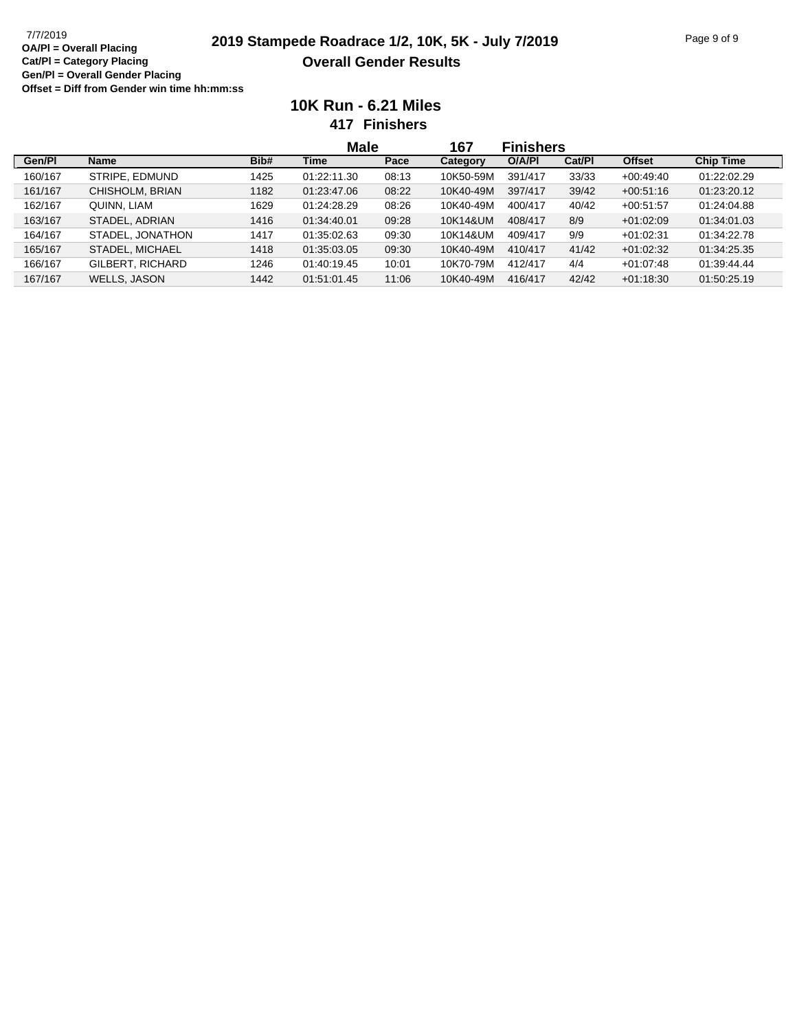7/7/2019

**OA/Pl = Overall Placing**
**Cat/Pl = Category Placing**
**Gen/Pl = Overall Gender Placing**
**Offset = Diff from Gender win time hh:mm:ss**

# 2019 Stampede Roadrace 1/2, 10K, 5K - July 7/2019

## Overall Gender Results

### 10K Run - 6.21 Miles

**417 Finishers**

**Male 167 Finishers**

| Gen/Pl | Name | Bib# | Time | Pace | Category | O/A/Pl | Cat/Pl | Offset | Chip Time |
|---|---|---|---|---|---|---|---|---|---|
| 160/167 | STRIPE, EDMUND | 1425 | 01:22:11.30 | 08:13 | 10K50-59M | 391/417 | 33/33 | +00:49:40 | 01:22:02.29 |
| 161/167 | CHISHOLM, BRIAN | 1182 | 01:23:47.06 | 08:22 | 10K40-49M | 397/417 | 39/42 | +00:51:16 | 01:23:20.12 |
| 162/167 | QUINN, LIAM | 1629 | 01:24:28.29 | 08:26 | 10K40-49M | 400/417 | 40/42 | +00:51:57 | 01:24:04.88 |
| 163/167 | STADEL, ADRIAN | 1416 | 01:34:40.01 | 09:28 | 10K14&UM | 408/417 | 8/9 | +01:02:09 | 01:34:01.03 |
| 164/167 | STADEL, JONATHON | 1417 | 01:35:02.63 | 09:30 | 10K14&UM | 409/417 | 9/9 | +01:02:31 | 01:34:22.78 |
| 165/167 | STADEL, MICHAEL | 1418 | 01:35:03.05 | 09:30 | 10K40-49M | 410/417 | 41/42 | +01:02:32 | 01:34:25.35 |
| 166/167 | GILBERT, RICHARD | 1246 | 01:40:19.45 | 10:01 | 10K70-79M | 412/417 | 4/4 | +01:07:48 | 01:39:44.44 |
| 167/167 | WELLS, JASON | 1442 | 01:51:01.45 | 11:06 | 10K40-49M | 416/417 | 42/42 | +01:18:30 | 01:50:25.19 |